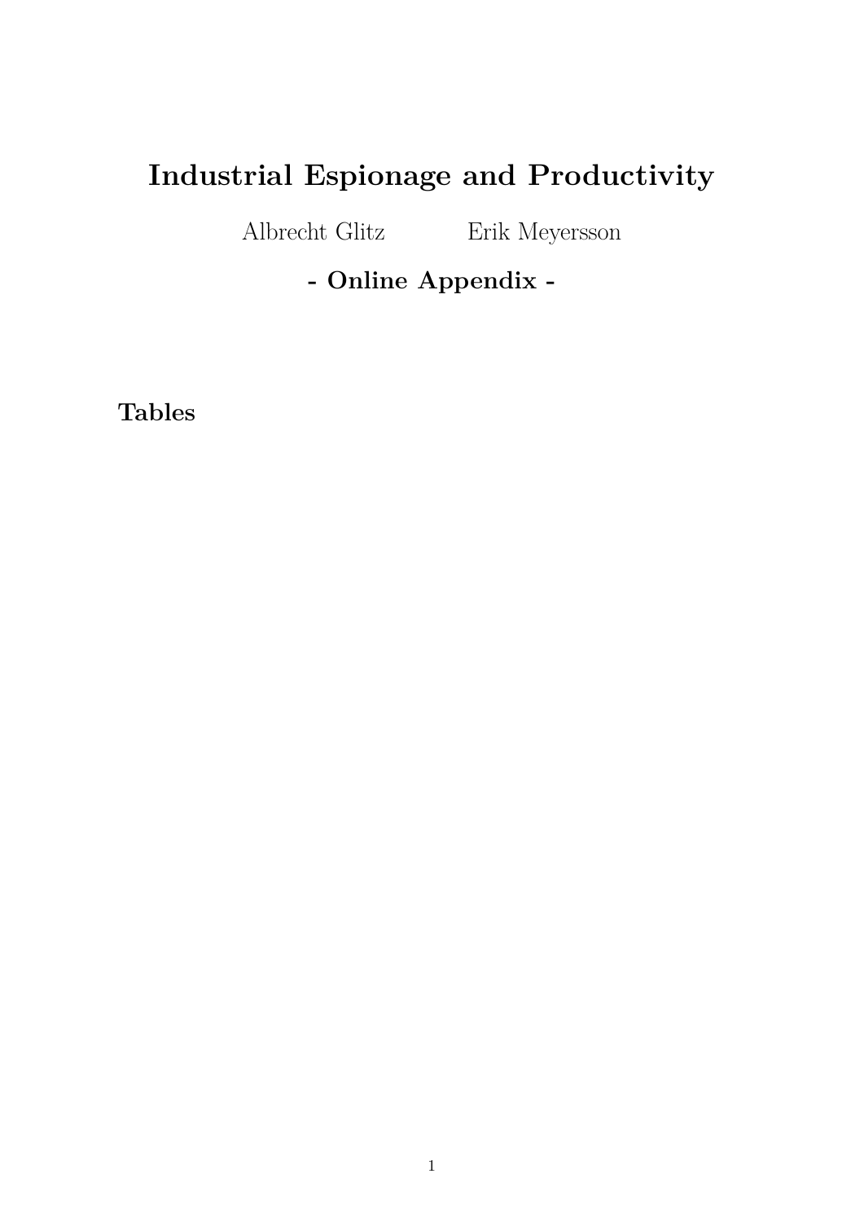# Industrial Espionage and Productivity

Albrecht Glitz Erik Meyersson

**- Online Appendix -**

## Tables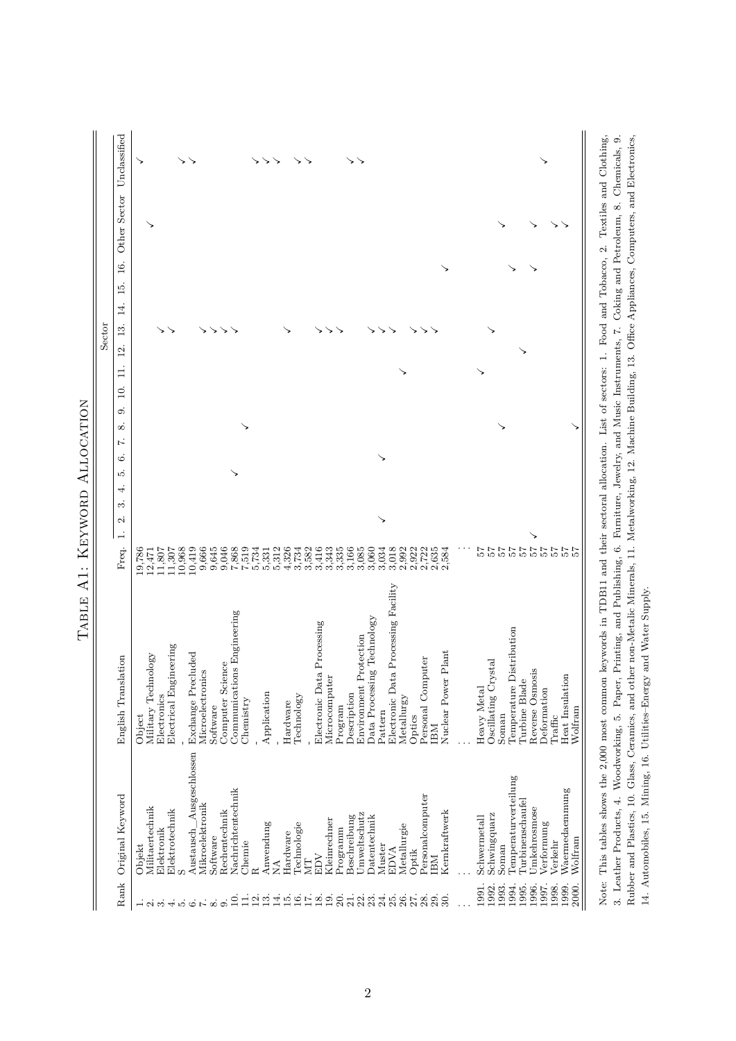# Table A1: Keyword Allocation

| Rank | Original Keyword | English Translation | Freq. | Sector | | | | | | | | | | | | | | | | | |
|---|---|---|---|---|---|---|---|---|---|---|---|---|---|---|---|---|---|---|---|---|---|
| | | | | 1. | 2. | 3. | 4. | 5. | 6. | 7. | 8. | 9. | 10. | 11. | 12. | 13. | 14. | 15. | 16. | Other Sector | Unclassified |
| 1. | Objekt | Object | 19,786 | | | | | | | | | | | | | | | | | | ✓ |
| 2. | Militaertechnik | Military Technology | 12,471 | | | | | | | | | | | | | | | | | ✓ | |
| 3. | Elektronik | Electronics | 11,807 | | | | | | | | | | | | | ✓ | | | | | |
| 4. | Elektrotechnik | Electrical Engineering | 11,307 | | | | | | | | | | | | | ✓ | | | | | |
| 5. | S | - | 10,968 | | | | | | | | | | | | | | | | | | ✓ |
| 6. | Austausch_Ausgeschlossen | Exchange Precluded | 10,419 | | | | | | | | | | | | | | | | | | ✓ |
| 7. | Mikroelektronik | Microelectronics | 9,666 | | | | | | | | | | | | | ✓ | | | | | |
| 8. | Software | Software | 9,645 | | | | | | | | | | | | | ✓ | | | | | |
| 9. | Rechentechnik | Computer Science | 9,046 | | | | | | | | | | | | | ✓ | | | | | |
| 10. | Nachrichtentechnik | Communications Engineering | 7,868 | | | | | ✓ | | | | | | | | ✓ | | | | | |
| 11. | Chemie | Chemistry | 7,519 | | | | | | | | ✓ | | | | | | | | | | |
| 12. | R | - | 5,734 | | | | | | | | | | | | | | | | | | ✓ |
| 13. | Anwendung | Application | 5,331 | | | | | | | | | | | | | | | | | | ✓ |
| 14. | NA | - | 5,312 | | | | | | | | | | | | | | | | | | ✓ |
| 15. | Hardware | Hardware | 4,326 | | | | | | | | | | | | | ✓ | | | | | |
| 16. | Technologie | Technology | 3,734 | | | | | | | | | | | | | | | | | | ✓ |
| 17. | MT | - | 3,582 | | | | | | | | | | | | | | | | | | ✓ |
| 18. | EDV | Electronic Data Processing | 3,416 | | | | | | | | | | | | | ✓ | | | | | |
| 19. | Kleinrechner | Microcomputer | 3,343 | | | | | | | | | | | | | ✓ | | | | | |
| 20. | Programm | Program | 3,335 | | | | | | | | | | | | | ✓ | | | | | |
| 21. | Beschreibung | Description | 3,166 | | | | | | | | | | | | | | | | | | ✓ |
| 22. | Umweltschutz | Environment Protection | 3,085 | | | | | | | | | | | | | | | | | | ✓ |
| 23. | Datentechnik | Data Processing Technology | 3,060 | | | | | | | | | | | | | ✓ | | | | | |
| 24. | Muster | Pattern | 3,034 | | ✓ | | | | ✓ | | | | | | | | | | | | |
| 25. | EDVA | Electronic Data Processing Facility | 3,018 | | | | | | | | | | | | | ✓ | | | | | |
| 26. | Metallurgie | Metallurgy | 2,992 | | | | | | | | | | | ✓ | | | | | | | |
| 27. | Optik | Optics | 2,922 | | | | | | | | | | | | | ✓ | | | | | |
| 28. | Personalcomputer | Personal Computer | 2,722 | | | | | | | | | | | | | ✓ | | | | | |
| 29. | IBM | IBM | 2,635 | | | | | | | | | | | | | ✓ | | | | | |
| 30. | Kernkraftwerk | Nuclear Power Plant | 2,584 | | | | | | | | | | | | | | | | ✓ | | |
| ... | ... | ... | ... | | | | | | | | | | | | | | | | | | |
| 1991. | Schwermetall | Heavy Metal | 57 | | | | | | | | | | | ✓ | | | | | | | |
| 1992. | Schwingquarz | Oscillating Crystal | 57 | | | | | | | | | | | | | ✓ | | | | | |
| 1993. | Soman | Soman | 57 | | | | | | | | ✓ | | | | | | | | | | |
| 1994. | Temperaturverteilung | Temperature Distribution | 57 | | | | | | | | | | | | | | | | | ✓ | |
| 1995. | Turbinenschaufel | Turbine Blade | 57 | | | | | | | | | | | | ✓ | | | | ✓ | | |
| 1996. | Umkehrosmose | Reverse Osmosis | 57 | ✓ | | | | | | | | | | | | | | | ✓ | ✓ | |
| 1997. | Verformung | Deformation | 57 | | | | | | | | | | | | | | | | | | ✓ |
| 1998. | Verkehr | Traffic | 57 | | | | | | | | | | | | | | | | | ✓ | |
| 1999. | Waermedaemmung | Heat Insulation | 57 | | | | | | | | | | | | | | | | | ✓ | |
| 2000. | Wolfram | Wolfram | 57 | | | | | | | | ✓ | | | | | | | | | | |

Note: This tables shows the 2,000 most common keywords in TDB11 and their sectoral allocation. List of sectors: 1. Food and Tobacco, 2. Textiles and Clothing, 3. Leather Products, 4. Woodworking, 5. Paper, Printing, and Publishing, 6. Furniture, Jewelry, and Music Instruments, 7. Coking and Petroleum, 8. Chemicals, 9. Rubber and Plastics, 10. Glass, Ceramics, and other non-Metalic Minerals, 11. Metalworking, 12. Machine Building, 13. Office Appliances, Computers, and Electronics, 14. Automobiles, 15. Mining, 16. Utilities–Energy and Water Supply.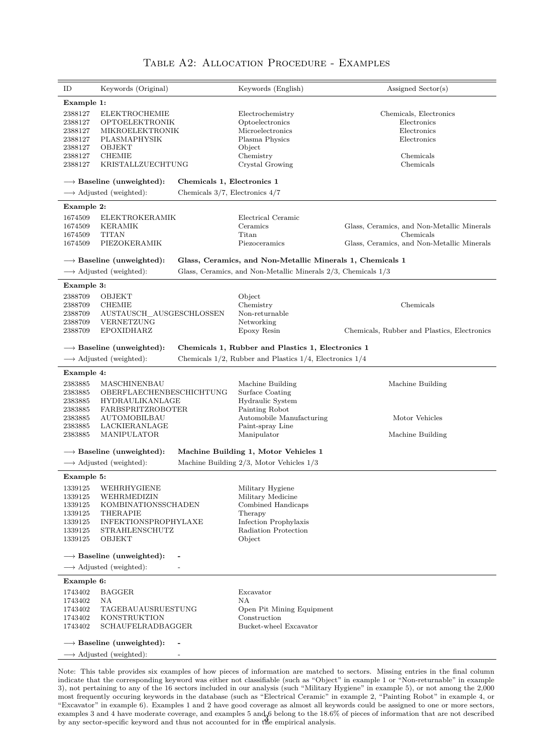# Table A2: Allocation Procedure - Examples

| ID | Keywords (Original) | Keywords (English) | Assigned Sector(s) |
|---|---|---|---|
| **Example 1:** | | | |
| 2388127 | ELEKTROCHEMIE | Electrochemistry | Chemicals, Electronics |
| 2388127 | OPTOELEKTRONIK | Optoelectronics | Electronics |
| 2388127 | MIKROELEKTRONIK | Microelectronics | Electronics |
| 2388127 | PLASMAPHYSIK | Plasma Physics | Electronics |
| 2388127 | OBJEKT | Object | |
| 2388127 | CHEMIE | Chemistry | Chemicals |
| 2388127 | KRISTALLZUECHTUNG | Crystal Growing | Chemicals |
| ⟶ **Baseline (unweighted):** | **Chemicals 1, Electronics 1** | | |
| ⟶ Adjusted (weighted): | Chemicals 3/7, Electronics 4/7 | | |
| **Example 2:** | | | |
| 1674509 | ELEKTROKERAMIK | Electrical Ceramic | |
| 1674509 | KERAMIK | Ceramics | Glass, Ceramics, and Non-Metallic Minerals |
| 1674509 | TITAN | Titan | Chemicals |
| 1674509 | PIEZOKERAMIK | Piezoceramics | Glass, Ceramics, and Non-Metallic Minerals |
| ⟶ **Baseline (unweighted):** | **Glass, Ceramics, and Non-Metallic Minerals 1, Chemicals 1** | | |
| ⟶ Adjusted (weighted): | Glass, Ceramics, and Non-Metallic Minerals 2/3, Chemicals 1/3 | | |
| **Example 3:** | | | |
| 2388709 | OBJEKT | Object | |
| 2388709 | CHEMIE | Chemistry | Chemicals |
| 2388709 | AUSTAUSCH_AUSGESCHLOSSEN | Non-returnable | |
| 2388709 | VERNETZUNG | Networking | |
| 2388709 | EPOXIDHARZ | Epoxy Resin | Chemicals, Rubber and Plastics, Electronics |
| ⟶ **Baseline (unweighted):** | **Chemicals 1, Rubber and Plastics 1, Electronics 1** | | |
| ⟶ Adjusted (weighted): | Chemicals 1/2, Rubber and Plastics 1/4, Electronics 1/4 | | |
| **Example 4:** | | | |
| 2383885 | MASCHINENBAU | Machine Building | Machine Building |
| 2383885 | OBERFLAECHENBESCHICHTUNG | Surface Coating | |
| 2383885 | HYDRAULIKANLAGE | Hydraulic System | |
| 2383885 | FARBSPRITZROBOTER | Painting Robot | |
| 2383885 | AUTOMOBILBAU | Automobile Manufacturing | Motor Vehicles |
| 2383885 | LACKIERANLAGE | Paint-spray Line | |
| 2383885 | MANIPULATOR | Manipulator | Machine Building |
| ⟶ **Baseline (unweighted):** | **Machine Building 1, Motor Vehicles 1** | | |
| ⟶ Adjusted (weighted): | Machine Building 2/3, Motor Vehicles 1/3 | | |
| **Example 5:** | | | |
| 1339125 | WEHRHYGIENE | Military Hygiene | |
| 1339125 | WEHRMEDIZIN | Military Medicine | |
| 1339125 | KOMBINATIONSSCHADEN | Combined Handicaps | |
| 1339125 | THERAPIE | Therapy | |
| 1339125 | INFEKTIONSPROPHYLAXE | Infection Prophylaxis | |
| 1339125 | STRAHLENSCHUTZ | Radiation Protection | |
| 1339125 | OBJEKT | Object | |
| ⟶ **Baseline (unweighted):** | **-** | | |
| ⟶ Adjusted (weighted): | - | | |
| **Example 6:** | | | |
| 1743402 | BAGGER | Excavator | |
| 1743402 | NA | NA | |
| 1743402 | TAGEBAUAUSRUESTUNG | Open Pit Mining Equipment | |
| 1743402 | KONSTRUKTION | Construction | |
| 1743402 | SCHAUFELRADBAGGER | Bucket-wheel Excavator | |
| ⟶ **Baseline (unweighted):** | **-** | | |
| ⟶ Adjusted (weighted): | - | | |

Note: This table provides six examples of how pieces of information are matched to sectors. Missing entries in the final column indicate that the corresponding keyword was either not classifiable (such as "Object" in example 1 or "Non-returnable" in example 3), not pertaining to any of the 16 sectors included in our analysis (such "Military Hygiene" in example 5), or not among the 2,000 most frequently occuring keywords in the database (such as "Electrical Ceramic" in example 2, "Painting Robot" in example 4, or "Excavator" in example 6). Examples 1 and 2 have good coverage as almost all keywords could be assigned to one or more sectors, examples 3 and 4 have moderate coverage, and examples 5 and 6 belong to the 18.6% of pieces of information that are not described by any sector-specific keyword and thus not accounted for in the empirical analysis.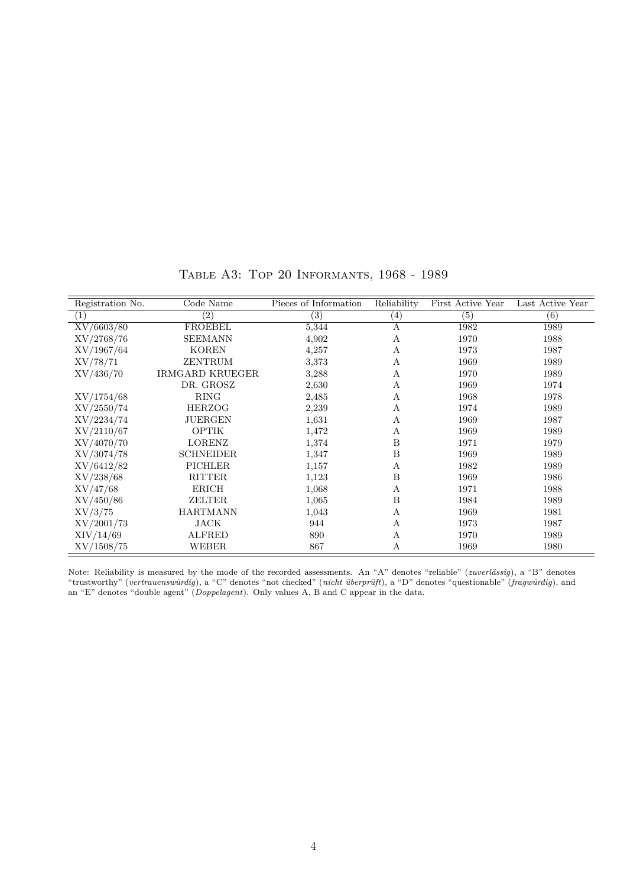Table A3: Top 20 Informants, 1968 - 1989

| Registration No. | Code Name | Pieces of Information | Reliability | First Active Year | Last Active Year |
|---|---|---|---|---|---|
| (1) | (2) | (3) | (4) | (5) | (6) |
| XV/6603/80 | FROEBEL | 5,344 | A | 1982 | 1989 |
| XV/2768/76 | SEEMANN | 4,902 | A | 1970 | 1988 |
| XV/1967/64 | KOREN | 4,257 | A | 1973 | 1987 |
| XV/78/71 | ZENTRUM | 3,373 | A | 1969 | 1989 |
| XV/436/70 | IRMGARD KRUEGER | 3,288 | A | 1970 | 1989 |
| | DR. GROSZ | 2,630 | A | 1969 | 1974 |
| XV/1754/68 | RING | 2,485 | A | 1968 | 1978 |
| XV/2550/74 | HERZOG | 2,239 | A | 1974 | 1989 |
| XV/2234/74 | JUERGEN | 1,631 | A | 1969 | 1987 |
| XV/2110/67 | OPTIK | 1,472 | A | 1969 | 1989 |
| XV/4070/70 | LORENZ | 1,374 | B | 1971 | 1979 |
| XV/3074/78 | SCHNEIDER | 1,347 | B | 1969 | 1989 |
| XV/6412/82 | PICHLER | 1,157 | A | 1982 | 1989 |
| XV/238/68 | RITTER | 1,123 | B | 1969 | 1986 |
| XV/47/68 | ERICH | 1,068 | A | 1971 | 1988 |
| XV/450/86 | ZELTER | 1,065 | B | 1984 | 1989 |
| XV/3/75 | HARTMANN | 1,043 | A | 1969 | 1981 |
| XV/2001/73 | JACK | 944 | A | 1973 | 1987 |
| XIV/14/69 | ALFRED | 890 | A | 1970 | 1989 |
| XV/1508/75 | WEBER | 867 | A | 1969 | 1980 |

Note: Reliability is measured by the mode of the recorded assessments. An "A" denotes "reliable" (*zuverlässig*), a "B" denotes "trustworthy" (*vertrauenswürdig*), a "C" denotes "not checked" (*nicht überprüft*), a "D" denotes "questionable" (*fragwürdig*), and an "E" denotes "double agent" (*Doppelagent*). Only values A, B and C appear in the data.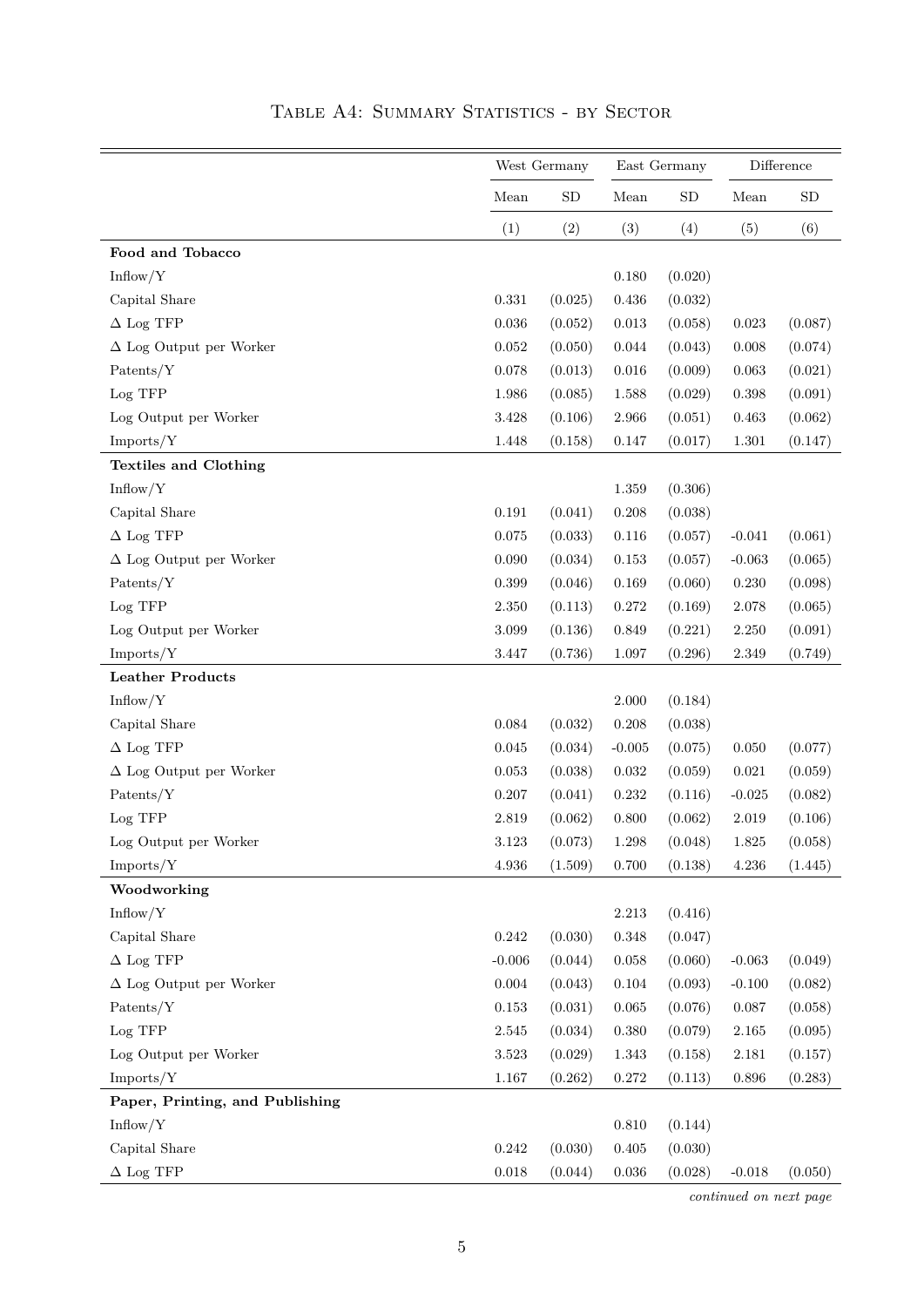# Table A4: Summary Statistics - by Sector

| | West Germany | | East Germany | | Difference | |
|---|---|---|---|---|---|---|
| | Mean | SD | Mean | SD | Mean | SD |
| | (1) | (2) | (3) | (4) | (5) | (6) |
| **Food and Tobacco** | | | | | | |
| Inflow/Y | | | 0.180 | (0.020) | | |
| Capital Share | 0.331 | (0.025) | 0.436 | (0.032) | | |
| Δ Log TFP | 0.036 | (0.052) | 0.013 | (0.058) | 0.023 | (0.087) |
| Δ Log Output per Worker | 0.052 | (0.050) | 0.044 | (0.043) | 0.008 | (0.074) |
| Patents/Y | 0.078 | (0.013) | 0.016 | (0.009) | 0.063 | (0.021) |
| Log TFP | 1.986 | (0.085) | 1.588 | (0.029) | 0.398 | (0.091) |
| Log Output per Worker | 3.428 | (0.106) | 2.966 | (0.051) | 0.463 | (0.062) |
| Imports/Y | 1.448 | (0.158) | 0.147 | (0.017) | 1.301 | (0.147) |
| **Textiles and Clothing** | | | | | | |
| Inflow/Y | | | 1.359 | (0.306) | | |
| Capital Share | 0.191 | (0.041) | 0.208 | (0.038) | | |
| Δ Log TFP | 0.075 | (0.033) | 0.116 | (0.057) | -0.041 | (0.061) |
| Δ Log Output per Worker | 0.090 | (0.034) | 0.153 | (0.057) | -0.063 | (0.065) |
| Patents/Y | 0.399 | (0.046) | 0.169 | (0.060) | 0.230 | (0.098) |
| Log TFP | 2.350 | (0.113) | 0.272 | (0.169) | 2.078 | (0.065) |
| Log Output per Worker | 3.099 | (0.136) | 0.849 | (0.221) | 2.250 | (0.091) |
| Imports/Y | 3.447 | (0.736) | 1.097 | (0.296) | 2.349 | (0.749) |
| **Leather Products** | | | | | | |
| Inflow/Y | | | 2.000 | (0.184) | | |
| Capital Share | 0.084 | (0.032) | 0.208 | (0.038) | | |
| Δ Log TFP | 0.045 | (0.034) | -0.005 | (0.075) | 0.050 | (0.077) |
| Δ Log Output per Worker | 0.053 | (0.038) | 0.032 | (0.059) | 0.021 | (0.059) |
| Patents/Y | 0.207 | (0.041) | 0.232 | (0.116) | -0.025 | (0.082) |
| Log TFP | 2.819 | (0.062) | 0.800 | (0.062) | 2.019 | (0.106) |
| Log Output per Worker | 3.123 | (0.073) | 1.298 | (0.048) | 1.825 | (0.058) |
| Imports/Y | 4.936 | (1.509) | 0.700 | (0.138) | 4.236 | (1.445) |
| **Woodworking** | | | | | | |
| Inflow/Y | | | 2.213 | (0.416) | | |
| Capital Share | 0.242 | (0.030) | 0.348 | (0.047) | | |
| Δ Log TFP | -0.006 | (0.044) | 0.058 | (0.060) | -0.063 | (0.049) |
| Δ Log Output per Worker | 0.004 | (0.043) | 0.104 | (0.093) | -0.100 | (0.082) |
| Patents/Y | 0.153 | (0.031) | 0.065 | (0.076) | 0.087 | (0.058) |
| Log TFP | 2.545 | (0.034) | 0.380 | (0.079) | 2.165 | (0.095) |
| Log Output per Worker | 3.523 | (0.029) | 1.343 | (0.158) | 2.181 | (0.157) |
| Imports/Y | 1.167 | (0.262) | 0.272 | (0.113) | 0.896 | (0.283) |
| **Paper, Printing, and Publishing** | | | | | | |
| Inflow/Y | | | 0.810 | (0.144) | | |
| Capital Share | 0.242 | (0.030) | 0.405 | (0.030) | | |
| Δ Log TFP | 0.018 | (0.044) | 0.036 | (0.028) | -0.018 | (0.050) |

*continued on next page*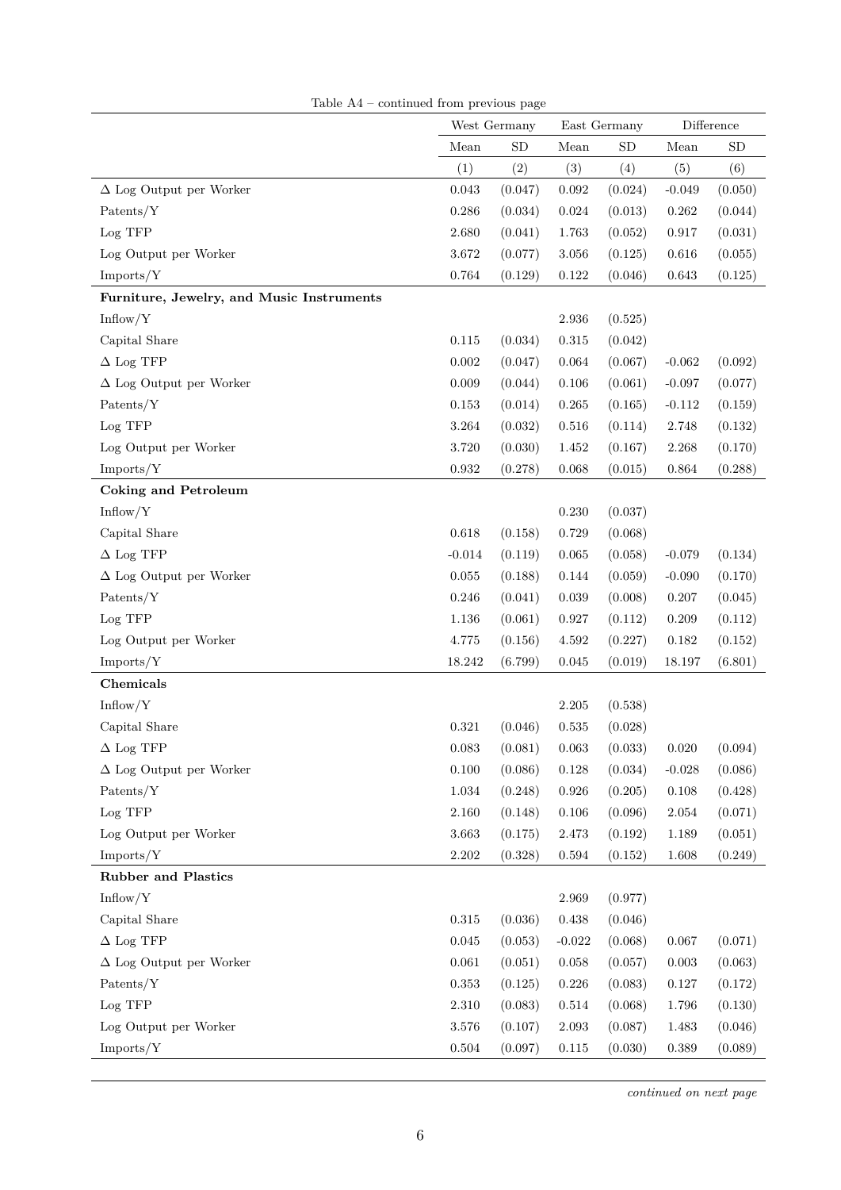Table A4 – continued from previous page

| | West Germany | | East Germany | | Difference | |
|---|---|---|---|---|---|---|
| | Mean | SD | Mean | SD | Mean | SD |
| | (1) | (2) | (3) | (4) | (5) | (6) |
| Δ Log Output per Worker | 0.043 | (0.047) | 0.092 | (0.024) | -0.049 | (0.050) |
| Patents/Y | 0.286 | (0.034) | 0.024 | (0.013) | 0.262 | (0.044) |
| Log TFP | 2.680 | (0.041) | 1.763 | (0.052) | 0.917 | (0.031) |
| Log Output per Worker | 3.672 | (0.077) | 3.056 | (0.125) | 0.616 | (0.055) |
| Imports/Y | 0.764 | (0.129) | 0.122 | (0.046) | 0.643 | (0.125) |
| **Furniture, Jewelry, and Music Instruments** | | | | | | |
| Inflow/Y | | | 2.936 | (0.525) | | |
| Capital Share | 0.115 | (0.034) | 0.315 | (0.042) | | |
| Δ Log TFP | 0.002 | (0.047) | 0.064 | (0.067) | -0.062 | (0.092) |
| Δ Log Output per Worker | 0.009 | (0.044) | 0.106 | (0.061) | -0.097 | (0.077) |
| Patents/Y | 0.153 | (0.014) | 0.265 | (0.165) | -0.112 | (0.159) |
| Log TFP | 3.264 | (0.032) | 0.516 | (0.114) | 2.748 | (0.132) |
| Log Output per Worker | 3.720 | (0.030) | 1.452 | (0.167) | 2.268 | (0.170) |
| Imports/Y | 0.932 | (0.278) | 0.068 | (0.015) | 0.864 | (0.288) |
| **Coking and Petroleum** | | | | | | |
| Inflow/Y | | | 0.230 | (0.037) | | |
| Capital Share | 0.618 | (0.158) | 0.729 | (0.068) | | |
| Δ Log TFP | -0.014 | (0.119) | 0.065 | (0.058) | -0.079 | (0.134) |
| Δ Log Output per Worker | 0.055 | (0.188) | 0.144 | (0.059) | -0.090 | (0.170) |
| Patents/Y | 0.246 | (0.041) | 0.039 | (0.008) | 0.207 | (0.045) |
| Log TFP | 1.136 | (0.061) | 0.927 | (0.112) | 0.209 | (0.112) |
| Log Output per Worker | 4.775 | (0.156) | 4.592 | (0.227) | 0.182 | (0.152) |
| Imports/Y | 18.242 | (6.799) | 0.045 | (0.019) | 18.197 | (6.801) |
| **Chemicals** | | | | | | |
| Inflow/Y | | | 2.205 | (0.538) | | |
| Capital Share | 0.321 | (0.046) | 0.535 | (0.028) | | |
| Δ Log TFP | 0.083 | (0.081) | 0.063 | (0.033) | 0.020 | (0.094) |
| Δ Log Output per Worker | 0.100 | (0.086) | 0.128 | (0.034) | -0.028 | (0.086) |
| Patents/Y | 1.034 | (0.248) | 0.926 | (0.205) | 0.108 | (0.428) |
| Log TFP | 2.160 | (0.148) | 0.106 | (0.096) | 2.054 | (0.071) |
| Log Output per Worker | 3.663 | (0.175) | 2.473 | (0.192) | 1.189 | (0.051) |
| Imports/Y | 2.202 | (0.328) | 0.594 | (0.152) | 1.608 | (0.249) |
| **Rubber and Plastics** | | | | | | |
| Inflow/Y | | | 2.969 | (0.977) | | |
| Capital Share | 0.315 | (0.036) | 0.438 | (0.046) | | |
| Δ Log TFP | 0.045 | (0.053) | -0.022 | (0.068) | 0.067 | (0.071) |
| Δ Log Output per Worker | 0.061 | (0.051) | 0.058 | (0.057) | 0.003 | (0.063) |
| Patents/Y | 0.353 | (0.125) | 0.226 | (0.083) | 0.127 | (0.172) |
| Log TFP | 2.310 | (0.083) | 0.514 | (0.068) | 1.796 | (0.130) |
| Log Output per Worker | 3.576 | (0.107) | 2.093 | (0.087) | 1.483 | (0.046) |
| Imports/Y | 0.504 | (0.097) | 0.115 | (0.030) | 0.389 | (0.089) |

*continued on next page*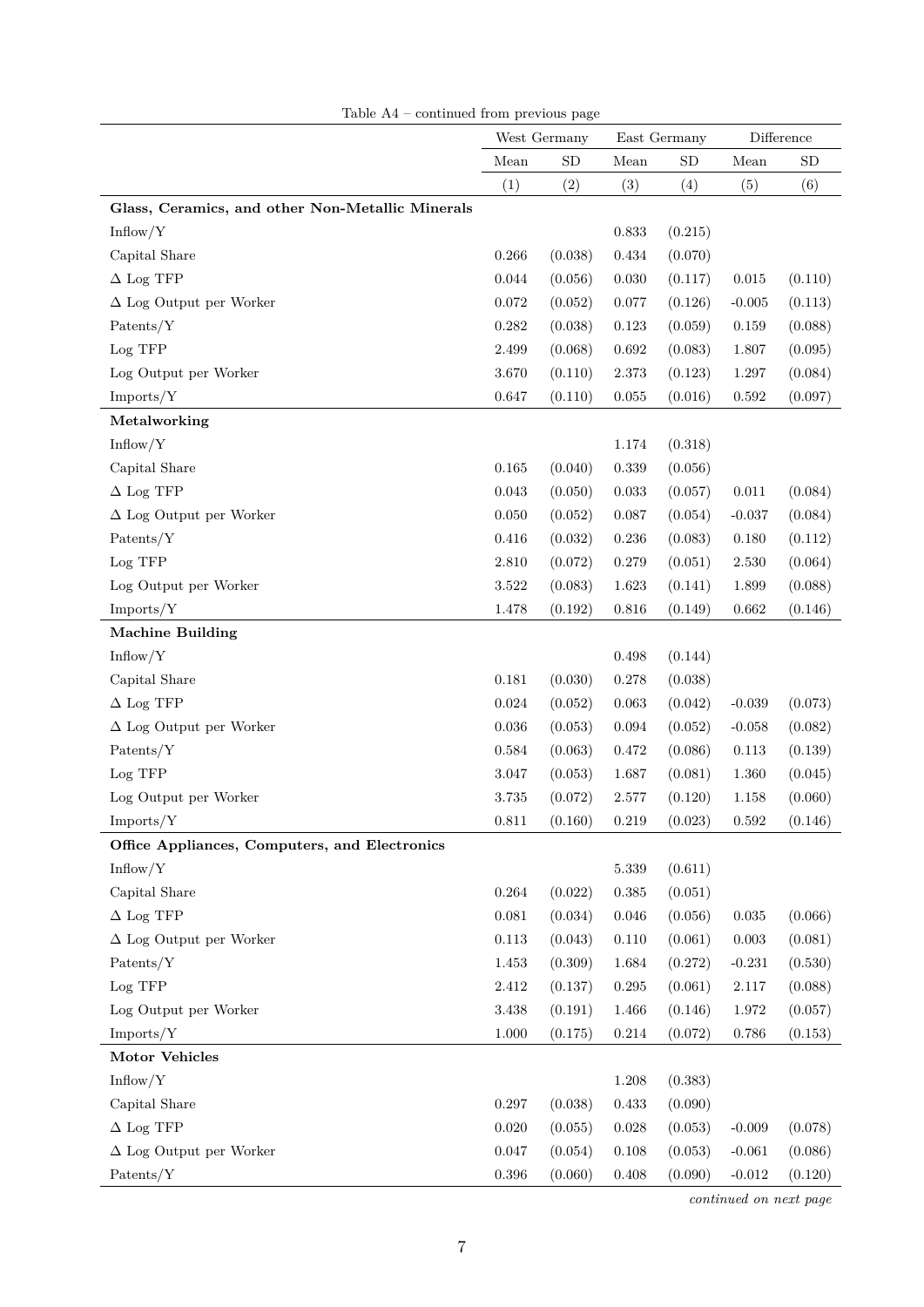Table A4 – continued from previous page

| | West Germany | | East Germany | | Difference | |
|---|---|---|---|---|---|---|
| | Mean | SD | Mean | SD | Mean | SD |
| | (1) | (2) | (3) | (4) | (5) | (6) |
| **Glass, Ceramics, and other Non-Metallic Minerals** | | | | | | |
| Inflow/Y | | | 0.833 | (0.215) | | |
| Capital Share | 0.266 | (0.038) | 0.434 | (0.070) | | |
| $\Delta$ Log TFP | 0.044 | (0.056) | 0.030 | (0.117) | 0.015 | (0.110) |
| $\Delta$ Log Output per Worker | 0.072 | (0.052) | 0.077 | (0.126) | -0.005 | (0.113) |
| Patents/Y | 0.282 | (0.038) | 0.123 | (0.059) | 0.159 | (0.088) |
| Log TFP | 2.499 | (0.068) | 0.692 | (0.083) | 1.807 | (0.095) |
| Log Output per Worker | 3.670 | (0.110) | 2.373 | (0.123) | 1.297 | (0.084) |
| Imports/Y | 0.647 | (0.110) | 0.055 | (0.016) | 0.592 | (0.097) |
| **Metalworking** | | | | | | |
| Inflow/Y | | | 1.174 | (0.318) | | |
| Capital Share | 0.165 | (0.040) | 0.339 | (0.056) | | |
| $\Delta$ Log TFP | 0.043 | (0.050) | 0.033 | (0.057) | 0.011 | (0.084) |
| $\Delta$ Log Output per Worker | 0.050 | (0.052) | 0.087 | (0.054) | -0.037 | (0.084) |
| Patents/Y | 0.416 | (0.032) | 0.236 | (0.083) | 0.180 | (0.112) |
| Log TFP | 2.810 | (0.072) | 0.279 | (0.051) | 2.530 | (0.064) |
| Log Output per Worker | 3.522 | (0.083) | 1.623 | (0.141) | 1.899 | (0.088) |
| Imports/Y | 1.478 | (0.192) | 0.816 | (0.149) | 0.662 | (0.146) |
| **Machine Building** | | | | | | |
| Inflow/Y | | | 0.498 | (0.144) | | |
| Capital Share | 0.181 | (0.030) | 0.278 | (0.038) | | |
| $\Delta$ Log TFP | 0.024 | (0.052) | 0.063 | (0.042) | -0.039 | (0.073) |
| $\Delta$ Log Output per Worker | 0.036 | (0.053) | 0.094 | (0.052) | -0.058 | (0.082) |
| Patents/Y | 0.584 | (0.063) | 0.472 | (0.086) | 0.113 | (0.139) |
| Log TFP | 3.047 | (0.053) | 1.687 | (0.081) | 1.360 | (0.045) |
| Log Output per Worker | 3.735 | (0.072) | 2.577 | (0.120) | 1.158 | (0.060) |
| Imports/Y | 0.811 | (0.160) | 0.219 | (0.023) | 0.592 | (0.146) |
| **Office Appliances, Computers, and Electronics** | | | | | | |
| Inflow/Y | | | 5.339 | (0.611) | | |
| Capital Share | 0.264 | (0.022) | 0.385 | (0.051) | | |
| $\Delta$ Log TFP | 0.081 | (0.034) | 0.046 | (0.056) | 0.035 | (0.066) |
| $\Delta$ Log Output per Worker | 0.113 | (0.043) | 0.110 | (0.061) | 0.003 | (0.081) |
| Patents/Y | 1.453 | (0.309) | 1.684 | (0.272) | -0.231 | (0.530) |
| Log TFP | 2.412 | (0.137) | 0.295 | (0.061) | 2.117 | (0.088) |
| Log Output per Worker | 3.438 | (0.191) | 1.466 | (0.146) | 1.972 | (0.057) |
| Imports/Y | 1.000 | (0.175) | 0.214 | (0.072) | 0.786 | (0.153) |
| **Motor Vehicles** | | | | | | |
| Inflow/Y | | | 1.208 | (0.383) | | |
| Capital Share | 0.297 | (0.038) | 0.433 | (0.090) | | |
| $\Delta$ Log TFP | 0.020 | (0.055) | 0.028 | (0.053) | -0.009 | (0.078) |
| $\Delta$ Log Output per Worker | 0.047 | (0.054) | 0.108 | (0.053) | -0.061 | (0.086) |
| Patents/Y | 0.396 | (0.060) | 0.408 | (0.090) | -0.012 | (0.120) |

*continued on next page*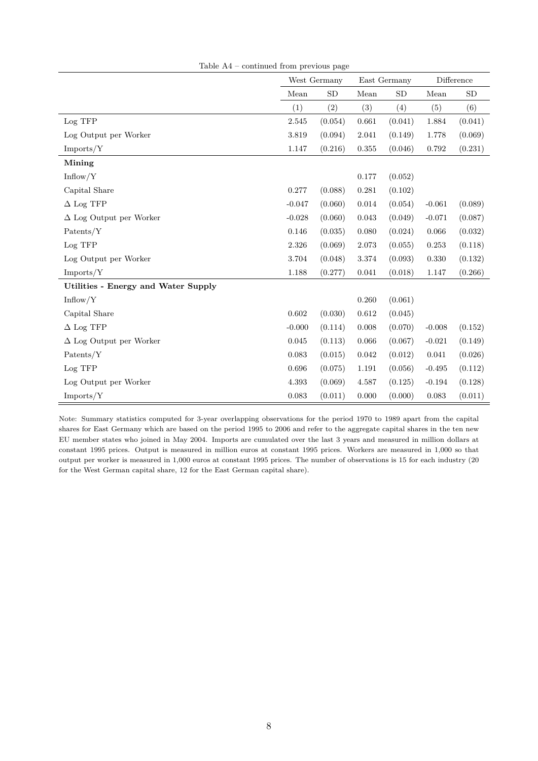Table A4 – continued from previous page

| | West Germany | | East Germany | | Difference | |
|---|---|---|---|---|---|---|
| | Mean | SD | Mean | SD | Mean | SD |
| | (1) | (2) | (3) | (4) | (5) | (6) |
| Log TFP | 2.545 | (0.054) | 0.661 | (0.041) | 1.884 | (0.041) |
| Log Output per Worker | 3.819 | (0.094) | 2.041 | (0.149) | 1.778 | (0.069) |
| Imports/Y | 1.147 | (0.216) | 0.355 | (0.046) | 0.792 | (0.231) |
| **Mining** | | | | | | |
| Inflow/Y | | | 0.177 | (0.052) | | |
| Capital Share | 0.277 | (0.088) | 0.281 | (0.102) | | |
| $\Delta$ Log TFP | -0.047 | (0.060) | 0.014 | (0.054) | -0.061 | (0.089) |
| $\Delta$ Log Output per Worker | -0.028 | (0.060) | 0.043 | (0.049) | -0.071 | (0.087) |
| Patents/Y | 0.146 | (0.035) | 0.080 | (0.024) | 0.066 | (0.032) |
| Log TFP | 2.326 | (0.069) | 2.073 | (0.055) | 0.253 | (0.118) |
| Log Output per Worker | 3.704 | (0.048) | 3.374 | (0.093) | 0.330 | (0.132) |
| Imports/Y | 1.188 | (0.277) | 0.041 | (0.018) | 1.147 | (0.266) |
| **Utilities - Energy and Water Supply** | | | | | | |
| Inflow/Y | | | 0.260 | (0.061) | | |
| Capital Share | 0.602 | (0.030) | 0.612 | (0.045) | | |
| $\Delta$ Log TFP | -0.000 | (0.114) | 0.008 | (0.070) | -0.008 | (0.152) |
| $\Delta$ Log Output per Worker | 0.045 | (0.113) | 0.066 | (0.067) | -0.021 | (0.149) |
| Patents/Y | 0.083 | (0.015) | 0.042 | (0.012) | 0.041 | (0.026) |
| Log TFP | 0.696 | (0.075) | 1.191 | (0.056) | -0.495 | (0.112) |
| Log Output per Worker | 4.393 | (0.069) | 4.587 | (0.125) | -0.194 | (0.128) |
| Imports/Y | 0.083 | (0.011) | 0.000 | (0.000) | 0.083 | (0.011) |

Note: Summary statistics computed for 3-year overlapping observations for the period 1970 to 1989 apart from the capital shares for East Germany which are based on the period 1995 to 2006 and refer to the aggregate capital shares in the ten new EU member states who joined in May 2004. Imports are cumulated over the last 3 years and measured in million dollars at constant 1995 prices. Output is measured in million euros at constant 1995 prices. Workers are measured in 1,000 so that output per worker is measured in 1,000 euros at constant 1995 prices. The number of observations is 15 for each industry (20 for the West German capital share, 12 for the East German capital share).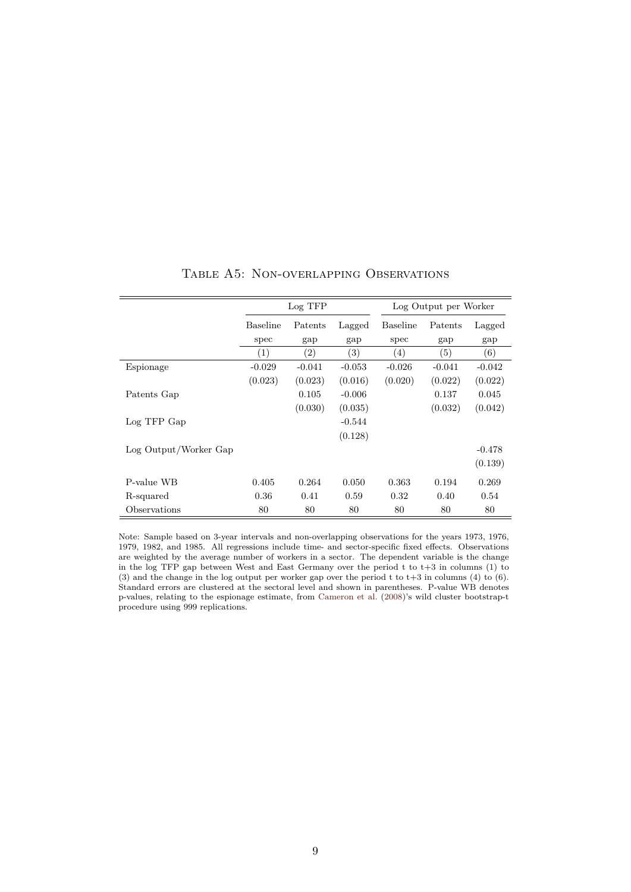Table A5: Non-overlapping Observations

| | Log TFP | | | Log Output per Worker | | |
|---|---|---|---|---|---|---|
| | Baseline spec | Patents gap | Lagged gap | Baseline spec | Patents gap | Lagged gap |
| | (1) | (2) | (3) | (4) | (5) | (6) |
| Espionage | -0.029 | -0.041 | -0.053 | -0.026 | -0.041 | -0.042 |
| | (0.023) | (0.023) | (0.016) | (0.020) | (0.022) | (0.022) |
| Patents Gap | | 0.105 | -0.006 | | 0.137 | 0.045 |
| | | (0.030) | (0.035) | | (0.032) | (0.042) |
| Log TFP Gap | | | -0.544 | | | |
| | | | (0.128) | | | |
| Log Output/Worker Gap | | | | | | -0.478 |
| | | | | | | (0.139) |
| P-value WB | 0.405 | 0.264 | 0.050 | 0.363 | 0.194 | 0.269 |
| R-squared | 0.36 | 0.41 | 0.59 | 0.32 | 0.40 | 0.54 |
| Observations | 80 | 80 | 80 | 80 | 80 | 80 |

Note: Sample based on 3-year intervals and non-overlapping observations for the years 1973, 1976, 1979, 1982, and 1985. All regressions include time- and sector-specific fixed effects. Observations are weighted by the average number of workers in a sector. The dependent variable is the change in the log TFP gap between West and East Germany over the period t to t+3 in columns (1) to (3) and the change in the log output per worker gap over the period t to t+3 in columns (4) to (6). Standard errors are clustered at the sectoral level and shown in parentheses. P-value WB denotes p-values, relating to the espionage estimate, from Cameron et al. (2008)'s wild cluster bootstrap-t procedure using 999 replications.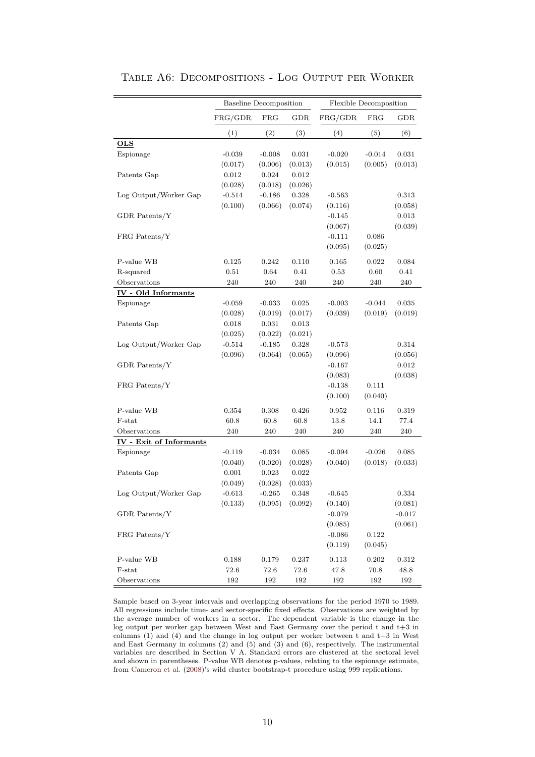# Table A6: Decompositions - Log Output per Worker

| | Baseline Decomposition | | | Flexible Decomposition | | |
|---|---|---|---|---|---|---|
| | FRG/GDR | FRG | GDR | FRG/GDR | FRG | GDR |
| | (1) | (2) | (3) | (4) | (5) | (6) |
| **OLS** | | | | | | |
| Espionage | -0.039 | -0.008 | 0.031 | -0.020 | -0.014 | 0.031 |
| | (0.017) | (0.006) | (0.013) | (0.015) | (0.005) | (0.013) |
| Patents Gap | 0.012 | 0.024 | 0.012 | | | |
| | (0.028) | (0.018) | (0.026) | | | |
| Log Output/Worker Gap | -0.514 | -0.186 | 0.328 | -0.563 | | 0.313 |
| | (0.100) | (0.066) | (0.074) | (0.116) | | (0.058) |
| GDR Patents/Y | | | | -0.145 | | 0.013 |
| | | | | (0.067) | | (0.039) |
| FRG Patents/Y | | | | -0.111 | 0.086 | |
| | | | | (0.095) | (0.025) | |
| P-value WB | 0.125 | 0.242 | 0.110 | 0.165 | 0.022 | 0.084 |
| R-squared | 0.51 | 0.64 | 0.41 | 0.53 | 0.60 | 0.41 |
| Observations | 240 | 240 | 240 | 240 | 240 | 240 |
| **IV - Old Informants** | | | | | | |
| Espionage | -0.059 | -0.033 | 0.025 | -0.003 | -0.044 | 0.035 |
| | (0.028) | (0.019) | (0.017) | (0.039) | (0.019) | (0.019) |
| Patents Gap | 0.018 | 0.031 | 0.013 | | | |
| | (0.025) | (0.022) | (0.021) | | | |
| Log Output/Worker Gap | -0.514 | -0.185 | 0.328 | -0.573 | | 0.314 |
| | (0.096) | (0.064) | (0.065) | (0.096) | | (0.056) |
| GDR Patents/Y | | | | -0.167 | | 0.012 |
| | | | | (0.083) | | (0.038) |
| FRG Patents/Y | | | | -0.138 | 0.111 | |
| | | | | (0.100) | (0.040) | |
| P-value WB | 0.354 | 0.308 | 0.426 | 0.952 | 0.116 | 0.319 |
| F-stat | 60.8 | 60.8 | 60.8 | 13.8 | 14.1 | 77.4 |
| Observations | 240 | 240 | 240 | 240 | 240 | 240 |
| **IV - Exit of Informants** | | | | | | |
| Espionage | -0.119 | -0.034 | 0.085 | -0.094 | -0.026 | 0.085 |
| | (0.040) | (0.020) | (0.028) | (0.040) | (0.018) | (0.033) |
| Patents Gap | 0.001 | 0.023 | 0.022 | | | |
| | (0.049) | (0.028) | (0.033) | | | |
| Log Output/Worker Gap | -0.613 | -0.265 | 0.348 | -0.645 | | 0.334 |
| | (0.133) | (0.095) | (0.092) | (0.140) | | (0.081) |
| GDR Patents/Y | | | | -0.079 | | -0.017 |
| | | | | (0.085) | | (0.061) |
| FRG Patents/Y | | | | -0.086 | 0.122 | |
| | | | | (0.119) | (0.045) | |
| P-value WB | 0.188 | 0.179 | 0.237 | 0.113 | 0.202 | 0.312 |
| F-stat | 72.6 | 72.6 | 72.6 | 47.8 | 70.8 | 48.8 |
| Observations | 192 | 192 | 192 | 192 | 192 | 192 |

Sample based on 3-year intervals and overlapping observations for the period 1970 to 1989. All regressions include time- and sector-specific fixed effects. Observations are weighted by the average number of workers in a sector. The dependent variable is the change in the log output per worker gap between West and East Germany over the period t and t+3 in columns (1) and (4) and the change in log output per worker between t and t+3 in West and East Germany in columns (2) and (5) and (3) and (6), respectively. The instrumental variables are described in Section V A. Standard errors are clustered at the sectoral level and shown in parentheses. P-value WB denotes p-values, relating to the espionage estimate, from Cameron et al. (2008)'s wild cluster bootstrap-t procedure using 999 replications.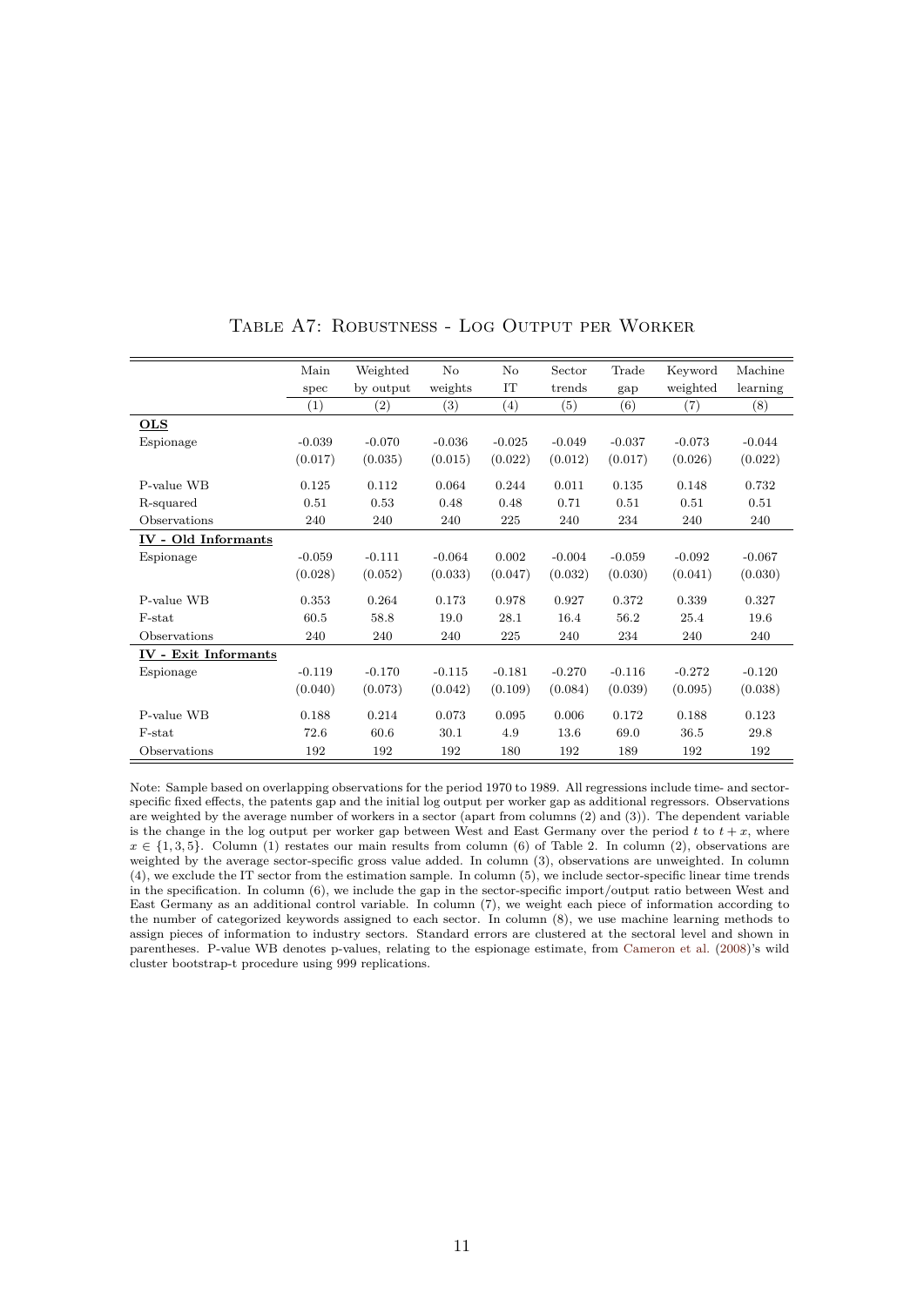# Table A7: Robustness - Log Output per Worker

| | Main spec | Weighted by output | No weights | No IT | Sector trends | Trade gap | Keyword weighted | Machine learning |
|---|---|---|---|---|---|---|---|---|
| | (1) | (2) | (3) | (4) | (5) | (6) | (7) | (8) |
| **OLS** | | | | | | | | |
| Espionage | -0.039 | -0.070 | -0.036 | -0.025 | -0.049 | -0.037 | -0.073 | -0.044 |
| | (0.017) | (0.035) | (0.015) | (0.022) | (0.012) | (0.017) | (0.026) | (0.022) |
| P-value WB | 0.125 | 0.112 | 0.064 | 0.244 | 0.011 | 0.135 | 0.148 | 0.732 |
| R-squared | 0.51 | 0.53 | 0.48 | 0.48 | 0.71 | 0.51 | 0.51 | 0.51 |
| Observations | 240 | 240 | 240 | 225 | 240 | 234 | 240 | 240 |
| **IV - Old Informants** | | | | | | | | |
| Espionage | -0.059 | -0.111 | -0.064 | 0.002 | -0.004 | -0.059 | -0.092 | -0.067 |
| | (0.028) | (0.052) | (0.033) | (0.047) | (0.032) | (0.030) | (0.041) | (0.030) |
| P-value WB | 0.353 | 0.264 | 0.173 | 0.978 | 0.927 | 0.372 | 0.339 | 0.327 |
| F-stat | 60.5 | 58.8 | 19.0 | 28.1 | 16.4 | 56.2 | 25.4 | 19.6 |
| Observations | 240 | 240 | 240 | 225 | 240 | 234 | 240 | 240 |
| **IV - Exit Informants** | | | | | | | | |
| Espionage | -0.119 | -0.170 | -0.115 | -0.181 | -0.270 | -0.116 | -0.272 | -0.120 |
| | (0.040) | (0.073) | (0.042) | (0.109) | (0.084) | (0.039) | (0.095) | (0.038) |
| P-value WB | 0.188 | 0.214 | 0.073 | 0.095 | 0.006 | 0.172 | 0.188 | 0.123 |
| F-stat | 72.6 | 60.6 | 30.1 | 4.9 | 13.6 | 69.0 | 36.5 | 29.8 |
| Observations | 192 | 192 | 192 | 180 | 192 | 189 | 192 | 192 |

Note: Sample based on overlapping observations for the period 1970 to 1989. All regressions include time- and sector-specific fixed effects, the patents gap and the initial log output per worker gap as additional regressors. Observations are weighted by the average number of workers in a sector (apart from columns (2) and (3)). The dependent variable is the change in the log output per worker gap between West and East Germany over the period $t$ to $t + x$, where $x \in \{1, 3, 5\}$. Column (1) restates our main results from column (6) of Table 2. In column (2), observations are weighted by the average sector-specific gross value added. In column (3), observations are unweighted. In column (4), we exclude the IT sector from the estimation sample. In column (5), we include sector-specific linear time trends in the specification. In column (6), we include the gap in the sector-specific import/output ratio between West and East Germany as an additional control variable. In column (7), we weight each piece of information according to the number of categorized keywords assigned to each sector. In column (8), we use machine learning methods to assign pieces of information to industry sectors. Standard errors are clustered at the sectoral level and shown in parentheses. P-value WB denotes p-values, relating to the espionage estimate, from Cameron et al. (2008)'s wild cluster bootstrap-t procedure using 999 replications.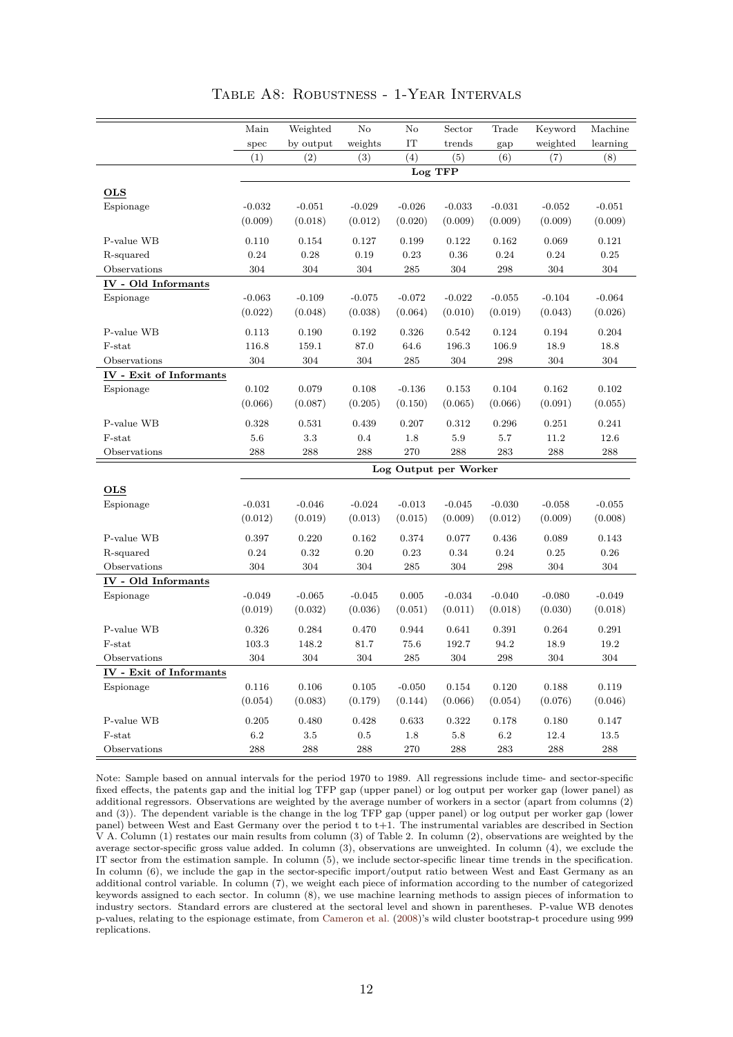Table A8: Robustness - 1-Year Intervals

| | Main spec | Weighted by output | No weights | No IT | Sector trends | Trade gap | Keyword weighted | Machine learning |
|---|---|---|---|---|---|---|---|---|
| | (1) | (2) | (3) | (4) | (5) | (6) | (7) | (8) |
| | **Log TFP** | | | | | | | |
| **OLS** | | | | | | | | |
| Espionage | -0.032 | -0.051 | -0.029 | -0.026 | -0.033 | -0.031 | -0.052 | -0.051 |
| | (0.009) | (0.018) | (0.012) | (0.020) | (0.009) | (0.009) | (0.009) | (0.009) |
| P-value WB | 0.110 | 0.154 | 0.127 | 0.199 | 0.122 | 0.162 | 0.069 | 0.121 |
| R-squared | 0.24 | 0.28 | 0.19 | 0.23 | 0.36 | 0.24 | 0.24 | 0.25 |
| Observations | 304 | 304 | 304 | 285 | 304 | 298 | 304 | 304 |
| **IV - Old Informants** | | | | | | | | |
| Espionage | -0.063 | -0.109 | -0.075 | -0.072 | -0.022 | -0.055 | -0.104 | -0.064 |
| | (0.022) | (0.048) | (0.038) | (0.064) | (0.010) | (0.019) | (0.043) | (0.026) |
| P-value WB | 0.113 | 0.190 | 0.192 | 0.326 | 0.542 | 0.124 | 0.194 | 0.204 |
| F-stat | 116.8 | 159.1 | 87.0 | 64.6 | 196.3 | 106.9 | 18.9 | 18.8 |
| Observations | 304 | 304 | 304 | 285 | 304 | 298 | 304 | 304 |
| **IV - Exit of Informants** | | | | | | | | |
| Espionage | 0.102 | 0.079 | 0.108 | -0.136 | 0.153 | 0.104 | 0.162 | 0.102 |
| | (0.066) | (0.087) | (0.205) | (0.150) | (0.065) | (0.066) | (0.091) | (0.055) |
| P-value WB | 0.328 | 0.531 | 0.439 | 0.207 | 0.312 | 0.296 | 0.251 | 0.241 |
| F-stat | 5.6 | 3.3 | 0.4 | 1.8 | 5.9 | 5.7 | 11.2 | 12.6 |
| Observations | 288 | 288 | 288 | 270 | 288 | 283 | 288 | 288 |
| | **Log Output per Worker** | | | | | | | |
| **OLS** | | | | | | | | |
| Espionage | -0.031 | -0.046 | -0.024 | -0.013 | -0.045 | -0.030 | -0.058 | -0.055 |
| | (0.012) | (0.019) | (0.013) | (0.015) | (0.009) | (0.012) | (0.009) | (0.008) |
| P-value WB | 0.397 | 0.220 | 0.162 | 0.374 | 0.077 | 0.436 | 0.089 | 0.143 |
| R-squared | 0.24 | 0.32 | 0.20 | 0.23 | 0.34 | 0.24 | 0.25 | 0.26 |
| Observations | 304 | 304 | 304 | 285 | 304 | 298 | 304 | 304 |
| **IV - Old Informants** | | | | | | | | |
| Espionage | -0.049 | -0.065 | -0.045 | 0.005 | -0.034 | -0.040 | -0.080 | -0.049 |
| | (0.019) | (0.032) | (0.036) | (0.051) | (0.011) | (0.018) | (0.030) | (0.018) |
| P-value WB | 0.326 | 0.284 | 0.470 | 0.944 | 0.641 | 0.391 | 0.264 | 0.291 |
| F-stat | 103.3 | 148.2 | 81.7 | 75.6 | 192.7 | 94.2 | 18.9 | 19.2 |
| Observations | 304 | 304 | 304 | 285 | 304 | 298 | 304 | 304 |
| **IV - Exit of Informants** | | | | | | | | |
| Espionage | 0.116 | 0.106 | 0.105 | -0.050 | 0.154 | 0.120 | 0.188 | 0.119 |
| | (0.054) | (0.083) | (0.179) | (0.144) | (0.066) | (0.054) | (0.076) | (0.046) |
| P-value WB | 0.205 | 0.480 | 0.428 | 0.633 | 0.322 | 0.178 | 0.180 | 0.147 |
| F-stat | 6.2 | 3.5 | 0.5 | 1.8 | 5.8 | 6.2 | 12.4 | 13.5 |
| Observations | 288 | 288 | 288 | 270 | 288 | 283 | 288 | 288 |

Note: Sample based on annual intervals for the period 1970 to 1989. All regressions include time- and sector-specific fixed effects, the patents gap and the initial log TFP gap (upper panel) or log output per worker gap (lower panel) as additional regressors. Observations are weighted by the average number of workers in a sector (apart from columns (2) and (3)). The dependent variable is the change in the log TFP gap (upper panel) or log output per worker gap (lower panel) between West and East Germany over the period t to t+1. The instrumental variables are described in Section V A. Column (1) restates our main results from column (3) of Table 2. In column (2), observations are weighted by the average sector-specific gross value added. In column (3), observations are unweighted. In column (4), we exclude the IT sector from the estimation sample. In column (5), we include sector-specific linear time trends in the specification. In column (6), we include the gap in the sector-specific import/output ratio between West and East Germany as an additional control variable. In column (7), we weight each piece of information according to the number of categorized keywords assigned to each sector. In column (8), we use machine learning methods to assign pieces of information to industry sectors. Standard errors are clustered at the sectoral level and shown in parentheses. P-value WB denotes p-values, relating to the espionage estimate, from Cameron et al. (2008)'s wild cluster bootstrap-t procedure using 999 replications.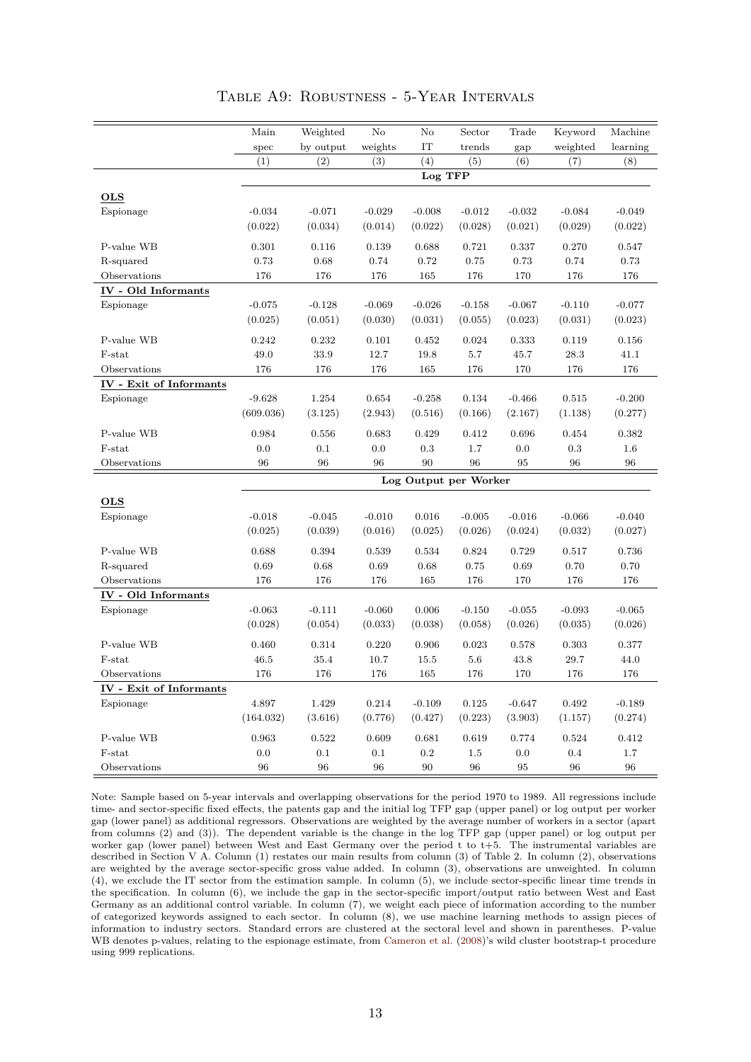TABLE A9: ROBUSTNESS - 5-YEAR INTERVALS

| | Main spec | Weighted by output | No weights | No IT | Sector trends | Trade gap | Keyword weighted | Machine learning |
|---|---|---|---|---|---|---|---|---|
| | (1) | (2) | (3) | (4) | (5) | (6) | (7) | (8) |
| | **Log TFP** | | | | | | | |
| **OLS** | | | | | | | | |
| Espionage | -0.034 | -0.071 | -0.029 | -0.008 | -0.012 | -0.032 | -0.084 | -0.049 |
| | (0.022) | (0.034) | (0.014) | (0.022) | (0.028) | (0.021) | (0.029) | (0.022) |
| P-value WB | 0.301 | 0.116 | 0.139 | 0.688 | 0.721 | 0.337 | 0.270 | 0.547 |
| R-squared | 0.73 | 0.68 | 0.74 | 0.72 | 0.75 | 0.73 | 0.74 | 0.73 |
| Observations | 176 | 176 | 176 | 165 | 176 | 170 | 176 | 176 |
| **IV - Old Informants** | | | | | | | | |
| Espionage | -0.075 | -0.128 | -0.069 | -0.026 | -0.158 | -0.067 | -0.110 | -0.077 |
| | (0.025) | (0.051) | (0.030) | (0.031) | (0.055) | (0.023) | (0.031) | (0.023) |
| P-value WB | 0.242 | 0.232 | 0.101 | 0.452 | 0.024 | 0.333 | 0.119 | 0.156 |
| F-stat | 49.0 | 33.9 | 12.7 | 19.8 | 5.7 | 45.7 | 28.3 | 41.1 |
| Observations | 176 | 176 | 176 | 165 | 176 | 170 | 176 | 176 |
| **IV - Exit of Informants** | | | | | | | | |
| Espionage | -9.628 | 1.254 | 0.654 | -0.258 | 0.134 | -0.466 | 0.515 | -0.200 |
| | (609.036) | (3.125) | (2.943) | (0.516) | (0.166) | (2.167) | (1.138) | (0.277) |
| P-value WB | 0.984 | 0.556 | 0.683 | 0.429 | 0.412 | 0.696 | 0.454 | 0.382 |
| F-stat | 0.0 | 0.1 | 0.0 | 0.3 | 1.7 | 0.0 | 0.3 | 1.6 |
| Observations | 96 | 96 | 96 | 90 | 96 | 95 | 96 | 96 |
| | **Log Output per Worker** | | | | | | | |
| **OLS** | | | | | | | | |
| Espionage | -0.018 | -0.045 | -0.010 | 0.016 | -0.005 | -0.016 | -0.066 | -0.040 |
| | (0.025) | (0.039) | (0.016) | (0.025) | (0.026) | (0.024) | (0.032) | (0.027) |
| P-value WB | 0.688 | 0.394 | 0.539 | 0.534 | 0.824 | 0.729 | 0.517 | 0.736 |
| R-squared | 0.69 | 0.68 | 0.69 | 0.68 | 0.75 | 0.69 | 0.70 | 0.70 |
| Observations | 176 | 176 | 176 | 165 | 176 | 170 | 176 | 176 |
| **IV - Old Informants** | | | | | | | | |
| Espionage | -0.063 | -0.111 | -0.060 | 0.006 | -0.150 | -0.055 | -0.093 | -0.065 |
| | (0.028) | (0.054) | (0.033) | (0.038) | (0.058) | (0.026) | (0.035) | (0.026) |
| P-value WB | 0.460 | 0.314 | 0.220 | 0.906 | 0.023 | 0.578 | 0.303 | 0.377 |
| F-stat | 46.5 | 35.4 | 10.7 | 15.5 | 5.6 | 43.8 | 29.7 | 44.0 |
| Observations | 176 | 176 | 176 | 165 | 176 | 170 | 176 | 176 |
| **IV - Exit of Informants** | | | | | | | | |
| Espionage | 4.897 | 1.429 | 0.214 | -0.109 | 0.125 | -0.647 | 0.492 | -0.189 |
| | (164.032) | (3.616) | (0.776) | (0.427) | (0.223) | (3.903) | (1.157) | (0.274) |
| P-value WB | 0.963 | 0.522 | 0.609 | 0.681 | 0.619 | 0.774 | 0.524 | 0.412 |
| F-stat | 0.0 | 0.1 | 0.1 | 0.2 | 1.5 | 0.0 | 0.4 | 1.7 |
| Observations | 96 | 96 | 96 | 90 | 96 | 95 | 96 | 96 |

Note: Sample based on 5-year intervals and overlapping observations for the period 1970 to 1989. All regressions include time- and sector-specific fixed effects, the patents gap and the initial log TFP gap (upper panel) or log output per worker gap (lower panel) as additional regressors. Observations are weighted by the average number of workers in a sector (apart from columns (2) and (3)). The dependent variable is the change in the log TFP gap (upper panel) or log output per worker gap (lower panel) between West and East Germany over the period t to t+5. The instrumental variables are described in Section V A. Column (1) restates our main results from column (3) of Table 2. In column (2), observations are weighted by the average sector-specific gross value added. In column (3), observations are unweighted. In column (4), we exclude the IT sector from the estimation sample. In column (5), we include sector-specific linear time trends in the specification. In column (6), we include the gap in the sector-specific import/output ratio between West and East Germany as an additional control variable. In column (7), we weight each piece of information according to the number of categorized keywords assigned to each sector. In column (8), we use machine learning methods to assign pieces of information to industry sectors. Standard errors are clustered at the sectoral level and shown in parentheses. P-value WB denotes p-values, relating to the espionage estimate, from Cameron et al. (2008)'s wild cluster bootstrap-t procedure using 999 replications.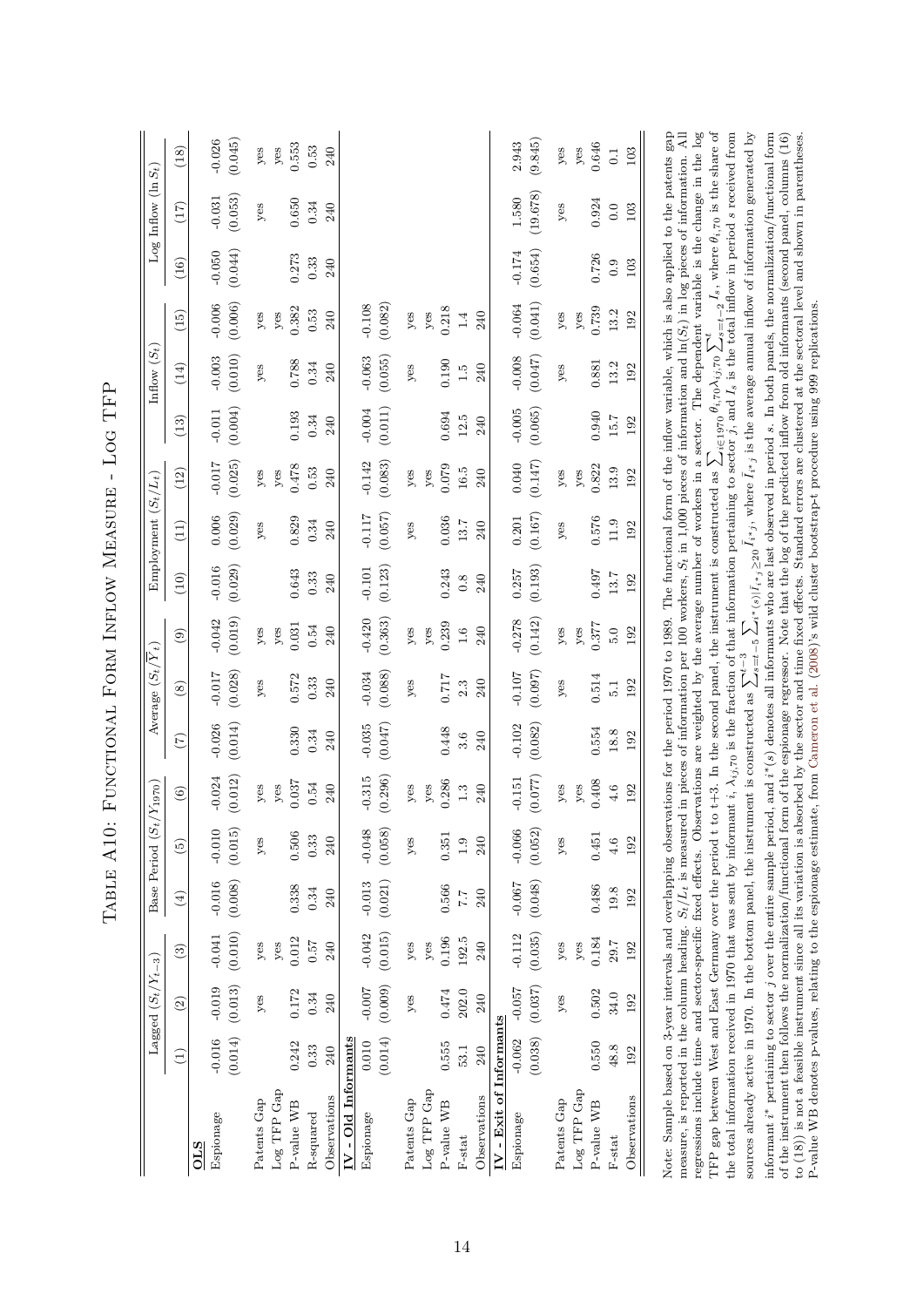# Table A10: Functional Form Inflow Measure - Log TFP

| | Lagged $(S_t/Y_{t-3})$ | | | Base Period $(S_t/Y_{1970})$ | | | Average $(S_t/\overline{Y}_t)$ | | | Employment $(S_t/L_t)$ | | | Inflow $(S_t)$ | | | Log Inflow $(\ln S_t)$ | | |
|---|---|---|---|---|---|---|---|---|---|---|---|---|---|---|---|---|---|---|
| | (1) | (2) | (3) | (4) | (5) | (6) | (7) | (8) | (9) | (10) | (11) | (12) | (13) | (14) | (15) | (16) | (17) | (18) |
| **OLS** | | | | | | | | | | | | | | | | | | |
| Espionage | -0.016 | -0.019 | -0.041 | -0.016 | -0.010 | -0.024 | -0.026 | -0.017 | -0.042 | -0.016 | 0.006 | -0.017 | -0.011 | -0.003 | -0.006 | -0.050 | -0.031 | -0.026 |
| | (0.014) | (0.013) | (0.010) | (0.008) | (0.015) | (0.012) | (0.014) | (0.028) | (0.019) | (0.029) | (0.029) | (0.025) | (0.004) | (0.010) | (0.006) | (0.044) | (0.053) | (0.045) |
| Patents Gap | | yes | yes | | yes | yes | | yes | yes | | yes | yes | | yes | yes | | yes | yes |
| Log TFP Gap | | | yes | | | yes | | | yes | | | yes | | | yes | | | yes |
| P-value WB | 0.242 | 0.172 | 0.012 | 0.338 | 0.506 | 0.037 | 0.330 | 0.572 | 0.031 | 0.643 | 0.829 | 0.478 | 0.193 | 0.788 | 0.382 | 0.273 | 0.650 | 0.553 |
| R-squared | 0.33 | 0.34 | 0.57 | 0.34 | 0.33 | 0.54 | 0.34 | 0.33 | 0.54 | 0.33 | 0.34 | 0.53 | 0.34 | 0.34 | 0.53 | 0.33 | 0.34 | 0.53 |
| Observations | 240 | 240 | 240 | 240 | 240 | 240 | 240 | 240 | 240 | 240 | 240 | 240 | 240 | 240 | 240 | 240 | 240 | 240 |
| **IV - Old Informants** | | | | | | | | | | | | | | | | | | |
| Espionage | 0.010 | -0.007 | -0.042 | -0.013 | -0.048 | -0.315 | -0.035 | -0.034 | -0.420 | -0.101 | -0.117 | -0.142 | -0.004 | -0.063 | -0.108 | | | |
| | (0.014) | (0.009) | (0.015) | (0.021) | (0.058) | (0.296) | (0.047) | (0.088) | (0.363) | (0.123) | (0.057) | (0.083) | (0.011) | (0.055) | (0.082) | | | |
| Patents Gap | | yes | yes | | yes | yes | | yes | yes | | yes | yes | | yes | yes | | | |
| Log TFP Gap | | | yes | | | yes | | | yes | | | yes | | | yes | | | |
| P-value WB | 0.555 | 0.474 | 0.196 | 0.566 | 0.351 | 0.286 | 0.448 | 0.717 | 0.239 | 0.243 | 0.036 | 0.079 | 0.694 | 0.190 | 0.218 | | | |
| F-stat | 53.1 | 202.0 | 192.5 | 7.7 | 1.9 | 1.3 | 3.6 | 2.3 | 1.6 | 0.8 | 13.7 | 16.5 | 12.5 | 1.5 | 1.4 | | | |
| Observations | 240 | 240 | 240 | 240 | 240 | 240 | 240 | 240 | 240 | 240 | 240 | 240 | 240 | 240 | 240 | | | |
| **IV - Exit of Informants** | | | | | | | | | | | | | | | | | | |
| Espionage | -0.062 | -0.057 | -0.112 | -0.067 | -0.066 | -0.151 | -0.102 | -0.107 | -0.278 | 0.257 | 0.201 | 0.040 | -0.005 | -0.008 | -0.064 | -0.174 | 1.580 | 2.943 |
| | (0.038) | (0.037) | (0.035) | (0.048) | (0.052) | (0.077) | (0.082) | (0.097) | (0.142) | (0.193) | (0.167) | (0.147) | (0.065) | (0.047) | (0.041) | (0.654) | (19.678) | (9.845) |
| Patents Gap | | yes | yes | | yes | yes | | yes | yes | | yes | yes | | yes | yes | | yes | yes |
| Log TFP Gap | | | yes | | | yes | | | yes | | | yes | | | yes | | | yes |
| P-value WB | 0.550 | 0.502 | 0.184 | 0.486 | 0.451 | 0.408 | 0.554 | 0.514 | 0.377 | 0.497 | 0.576 | 0.822 | 0.940 | 0.881 | 0.739 | 0.726 | 0.924 | 0.646 |
| F-stat | 48.8 | 34.0 | 29.7 | 19.8 | 4.6 | 4.6 | 18.8 | 5.1 | 5.0 | 13.7 | 11.9 | 13.9 | 15.7 | 13.2 | 13.2 | 0.9 | 0.0 | 0.1 |
| Observations | 192 | 192 | 192 | 192 | 192 | 192 | 192 | 192 | 192 | 192 | 192 | 192 | 192 | 192 | 192 | 103 | 103 | 103 |

Note: Sample based on 3-year intervals and overlapping observations for the period 1970 to 1989. The functional form of the inflow variable, which is also applied to the patents gap measure, is reported in the column heading. $S_t/L_t$ is measured in pieces of information per 100 workers, $S_t$ in 1,000 pieces of information and $\ln(S_t)$ in log pieces of information. All regressions include time- and sector-specific fixed effects. Observations are weighted by the average number of workers in a sector. The dependent variable is the change in the log TFP gap between West and East Germany over the period t to t+3. In the second panel, the instrument is constructed as $\sum_{i\in 1970}\theta_{i,70}\lambda_{ij,70}\sum_{s=t-2}^{t} I_s$, where $\theta_{i,70}$ is the share of the total information received in 1970 that was sent by informant $i$, $\lambda_{ij,70}$ is the fraction of that information pertaining to sector $j$, and $I_s$ is the total inflow in period $s$ received from sources already active in 1970. In the bottom panel, the instrument is constructed as $\sum_{s=t-5}^{t-3}\sum_{i^*(s)|\tilde{I}_{i^*}\geq 20}\bar{I}_{i^*j}$, where $\bar{I}_{i^*j}$ is the average annual inflow of information generated by informant $i^*$ pertaining to sector $j$ over the entire sample period, and $i^*(s)$ denotes all informants who are last observed in period $s$. In both panels, the normalization/functional form of the instrument then follows the normalization/functional form of the espionage regressor. Note that the log of the predicted inflow from old informants (second panel, columns (16) to (18)) is not a feasible instrument since all its variation is absorbed by the sector and time fixed effects. Standard errors are clustered at the sectoral level and shown in parentheses. P-value WB denotes p-values, relating to the espionage estimate, from Cameron et al. (2008)'s wild cluster bootstrap-t procedure using 999 replications.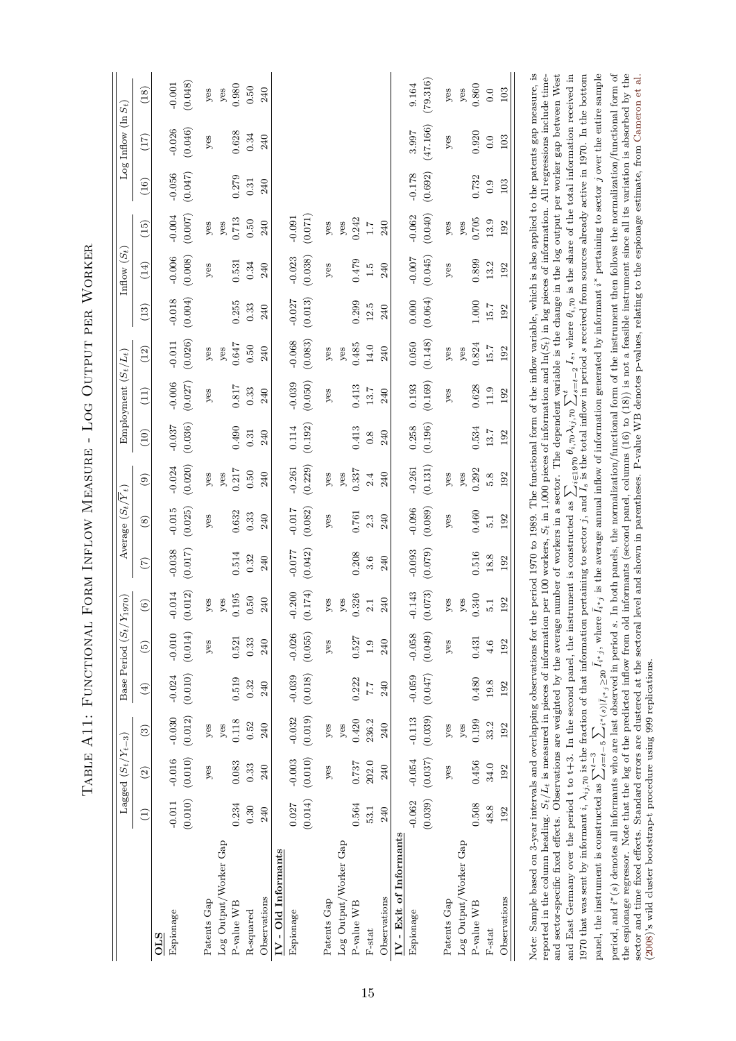# Table A11: Functional Form Inflow Measure - Log Output per Worker

| | Lagged ($S_t/Y_{t-3}$) | | | Base Period ($S_t/Y_{1970}$) | | | Average ($S_t/\overline{Y}_t$) | | | Employment ($S_t/L_t$) | | | Inflow ($S_t$) | | | Log Inflow ($\ln S_t$) | | |
|---|---|---|---|---|---|---|---|---|---|---|---|---|---|---|---|---|---|---|
| | (1) | (2) | (3) | (4) | (5) | (6) | (7) | (8) | (9) | (10) | (11) | (12) | (13) | (14) | (15) | (16) | (17) | (18) |
| **OLS** | | | | | | | | | | | | | | | | | | |
| Espionage | -0.011 | -0.016 | -0.030 | -0.024 | -0.010 | -0.014 | -0.038 | -0.015 | -0.024 | -0.037 | -0.006 | -0.011 | -0.018 | -0.006 | -0.004 | -0.056 | -0.026 | -0.001 |
| | (0.010) | (0.010) | (0.012) | (0.010) | (0.014) | (0.012) | (0.017) | (0.025) | (0.020) | (0.036) | (0.027) | (0.026) | (0.004) | (0.008) | (0.007) | (0.047) | (0.046) | (0.048) |
| Patents Gap | | yes | yes | | yes | yes | | yes | yes | | yes | yes | | yes | yes | | yes | yes |
| Log Output/Worker Gap | | | yes | | | yes | | | yes | | | yes | | | yes | | | yes |
| P-value WB | 0.234 | 0.083 | 0.118 | 0.519 | 0.521 | 0.195 | 0.514 | 0.632 | 0.217 | 0.490 | 0.817 | 0.647 | 0.255 | 0.531 | 0.713 | 0.279 | 0.628 | 0.980 |
| R-squared | 0.30 | 0.33 | 0.52 | 0.32 | 0.33 | 0.50 | 0.32 | 0.33 | 0.50 | 0.31 | 0.33 | 0.50 | 0.33 | 0.34 | 0.50 | 0.31 | 0.34 | 0.50 |
| Observations | 240 | 240 | 240 | 240 | 240 | 240 | 240 | 240 | 240 | 240 | 240 | 240 | 240 | 240 | 240 | 240 | 240 | 240 |
| **IV - Old Informants** | | | | | | | | | | | | | | | | | | |
| Espionage | 0.027 | -0.003 | -0.032 | -0.039 | -0.026 | -0.200 | -0.077 | -0.017 | -0.261 | 0.114 | -0.039 | -0.068 | -0.027 | -0.023 | -0.091 | | | |
| | (0.014) | (0.010) | (0.019) | (0.018) | (0.055) | (0.174) | (0.042) | (0.082) | (0.229) | (0.192) | (0.050) | (0.083) | (0.013) | (0.038) | (0.071) | | | |
| Patents Gap | | yes | yes | | yes | yes | | yes | yes | | yes | yes | | yes | yes | | | |
| Log Output/Worker Gap | | | yes | | | yes | | | yes | | | yes | | | yes | | | |
| P-value WB | 0.564 | 0.737 | 0.420 | 0.222 | 0.527 | 0.326 | 0.208 | 0.761 | 0.337 | 0.413 | 0.413 | 0.485 | 0.299 | 0.479 | 0.242 | | | |
| F-stat | 53.1 | 202.0 | 236.2 | 7.7 | 1.9 | 2.1 | 3.6 | 2.3 | 2.4 | 0.8 | 13.7 | 14.0 | 12.5 | 1.5 | 1.7 | | | |
| Observations | 240 | 240 | 240 | 240 | 240 | 240 | 240 | 240 | 240 | 240 | 240 | 240 | 240 | 240 | 240 | | | |
| **IV - Exit of Informants** | | | | | | | | | | | | | | | | | | |
| Espionage | -0.062 | -0.054 | -0.113 | -0.059 | -0.058 | -0.143 | -0.093 | -0.096 | -0.261 | 0.258 | 0.193 | 0.050 | 0.000 | -0.007 | -0.062 | -0.178 | 3.997 | 9.164 |
| | (0.039) | (0.037) | (0.039) | (0.047) | (0.049) | (0.073) | (0.079) | (0.089) | (0.131) | (0.196) | (0.169) | (0.148) | (0.064) | (0.045) | (0.040) | (0.692) | (47.166) | (79.316) |
| Patents Gap | | yes | yes | | yes | yes | | yes | yes | | yes | yes | | yes | yes | | yes | yes |
| Log Output/Worker Gap | | | yes | | | yes | | | yes | | | yes | | | yes | | | yes |
| P-value WB | 0.508 | 0.456 | 0.199 | 0.480 | 0.431 | 0.340 | 0.516 | 0.460 | 0.292 | 0.534 | 0.628 | 0.824 | 1.000 | 0.899 | 0.705 | 0.732 | 0.920 | 0.860 |
| F-stat | 48.8 | 34.0 | 33.2 | 19.8 | 4.6 | 5.1 | 18.8 | 5.1 | 5.8 | 13.7 | 11.9 | 15.7 | 15.7 | 13.2 | 13.9 | 0.9 | 0.0 | 0.0 |
| Observations | 192 | 192 | 192 | 192 | 192 | 192 | 192 | 192 | 192 | 192 | 192 | 192 | 192 | 192 | 192 | 103 | 103 | 103 |

Note: Sample based on 3-year intervals and overlapping observations for the period 1970 to 1989. The functional form of the inflow variable, which is also applied to the patents gap measure, is reported in the column heading. $S_t/L_t$ is measured in pieces of information per 100 workers, $S_t$ in 1,000 pieces of information and $\ln(S_t)$ in log pieces of information. All regressions include time- and sector-specific fixed effects. Observations are weighted by the average number of workers in a sector. The dependent variable is the change in the log output per worker gap between West and East Germany over the period t to t+3. In the second panel, the instrument is constructed as $\sum_{i \in 1970} \theta_{i,70} \lambda_{ij,70} \sum_{s=t-2}^{t} I_s$, where $\theta_{i,70}$ is the share of the total information received in 1970 that was sent by informant $i$, $\lambda_{ij,70}$ is the fraction of that information pertaining to sector $j$, and $I_s$ is the total inflow in period $s$ received from sources already active in 1970. In the bottom panel, the instrument is constructed as $\sum_{s=t-5}^{t-3} \sum_{i^*(s)|I_{i^*,j} \geq 20} \bar{I}_{i^*j}$, where $\bar{I}_{i^*j}$ is the average annual inflow of information generated by informant $i^*$ pertaining to sector $j$ over the entire sample period, and $i^*(s)$ denotes all informants who are last observed in period $s$. In both panels, the normalization/functional form of the instrument then follows the normalization/functional form of the espionage regressor. Note that the log of the predicted inflow from old informants (second panel, columns (16) to (18)) is not a feasible instrument since all its variation is absorbed by the sector and time fixed effects. Standard errors are clustered at the sectoral level and shown in parentheses. P-value WB denotes p-values, relating to the espionage estimate, from Cameron et al. (2008)'s wild cluster bootstrap-t procedure using 999 replications.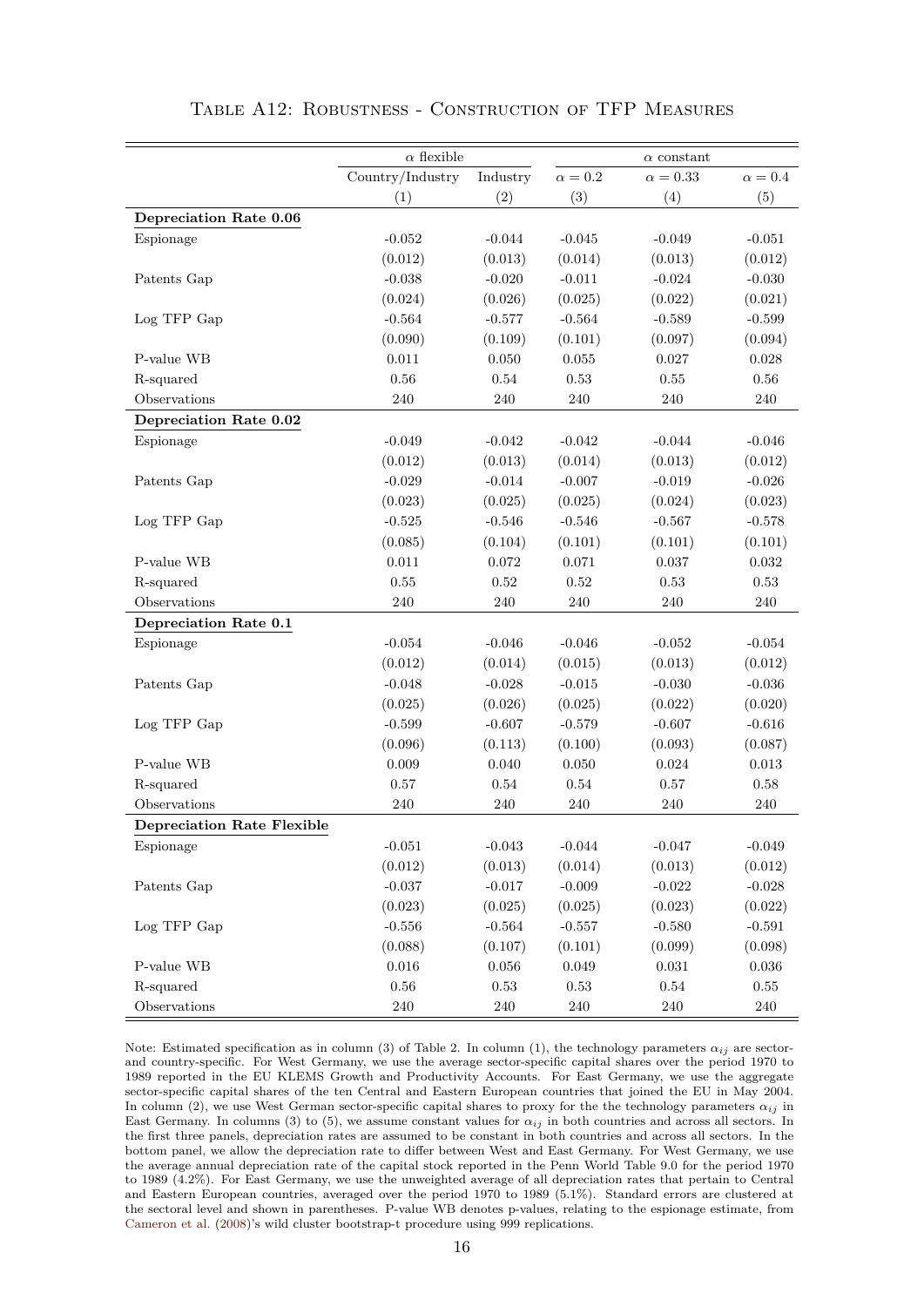# Table A12: Robustness - Construction of TFP Measures

| | $\alpha$ flexible | | $\alpha$ constant | | |
|---|---|---|---|---|---|
| | Country/Industry | Industry | $\alpha = 0.2$ | $\alpha = 0.33$ | $\alpha = 0.4$ |
| | (1) | (2) | (3) | (4) | (5) |
| **Depreciation Rate 0.06** | | | | | |
| Espionage | -0.052 | -0.044 | -0.045 | -0.049 | -0.051 |
| | (0.012) | (0.013) | (0.014) | (0.013) | (0.012) |
| Patents Gap | -0.038 | -0.020 | -0.011 | -0.024 | -0.030 |
| | (0.024) | (0.026) | (0.025) | (0.022) | (0.021) |
| Log TFP Gap | -0.564 | -0.577 | -0.564 | -0.589 | -0.599 |
| | (0.090) | (0.109) | (0.101) | (0.097) | (0.094) |
| P-value WB | 0.011 | 0.050 | 0.055 | 0.027 | 0.028 |
| R-squared | 0.56 | 0.54 | 0.53 | 0.55 | 0.56 |
| Observations | 240 | 240 | 240 | 240 | 240 |
| **Depreciation Rate 0.02** | | | | | |
| Espionage | -0.049 | -0.042 | -0.042 | -0.044 | -0.046 |
| | (0.012) | (0.013) | (0.014) | (0.013) | (0.012) |
| Patents Gap | -0.029 | -0.014 | -0.007 | -0.019 | -0.026 |
| | (0.023) | (0.025) | (0.025) | (0.024) | (0.023) |
| Log TFP Gap | -0.525 | -0.546 | -0.546 | -0.567 | -0.578 |
| | (0.085) | (0.104) | (0.101) | (0.101) | (0.101) |
| P-value WB | 0.011 | 0.072 | 0.071 | 0.037 | 0.032 |
| R-squared | 0.55 | 0.52 | 0.52 | 0.53 | 0.53 |
| Observations | 240 | 240 | 240 | 240 | 240 |
| **Depreciation Rate 0.1** | | | | | |
| Espionage | -0.054 | -0.046 | -0.046 | -0.052 | -0.054 |
| | (0.012) | (0.014) | (0.015) | (0.013) | (0.012) |
| Patents Gap | -0.048 | -0.028 | -0.015 | -0.030 | -0.036 |
| | (0.025) | (0.026) | (0.025) | (0.022) | (0.020) |
| Log TFP Gap | -0.599 | -0.607 | -0.579 | -0.607 | -0.616 |
| | (0.096) | (0.113) | (0.100) | (0.093) | (0.087) |
| P-value WB | 0.009 | 0.040 | 0.050 | 0.024 | 0.013 |
| R-squared | 0.57 | 0.54 | 0.54 | 0.57 | 0.58 |
| Observations | 240 | 240 | 240 | 240 | 240 |
| **Depreciation Rate Flexible** | | | | | |
| Espionage | -0.051 | -0.043 | -0.044 | -0.047 | -0.049 |
| | (0.012) | (0.013) | (0.014) | (0.013) | (0.012) |
| Patents Gap | -0.037 | -0.017 | -0.009 | -0.022 | -0.028 |
| | (0.023) | (0.025) | (0.025) | (0.023) | (0.022) |
| Log TFP Gap | -0.556 | -0.564 | -0.557 | -0.580 | -0.591 |
| | (0.088) | (0.107) | (0.101) | (0.099) | (0.098) |
| P-value WB | 0.016 | 0.056 | 0.049 | 0.031 | 0.036 |
| R-squared | 0.56 | 0.53 | 0.53 | 0.54 | 0.55 |
| Observations | 240 | 240 | 240 | 240 | 240 |

Note: Estimated specification as in column (3) of Table 2. In column (1), the technology parameters $\alpha_{ij}$ are sector- and country-specific. For West Germany, we use the average sector-specific capital shares over the period 1970 to 1989 reported in the EU KLEMS Growth and Productivity Accounts. For East Germany, we use the aggregate sector-specific capital shares of the ten Central and Eastern European countries that joined the EU in May 2004. In column (2), we use West German sector-specific capital shares to proxy for the the technology parameters $\alpha_{ij}$ in East Germany. In columns (3) to (5), we assume constant values for $\alpha_{ij}$ in both countries and across all sectors. In the first three panels, depreciation rates are assumed to be constant in both countries and across all sectors. In the bottom panel, we allow the depreciation rate to differ between West and East Germany. For West Germany, we use the average annual depreciation rate of the capital stock reported in the Penn World Table 9.0 for the period 1970 to 1989 (4.2%). For East Germany, we use the unweighted average of all depreciation rates that pertain to Central and Eastern European countries, averaged over the period 1970 to 1989 (5.1%). Standard errors are clustered at the sectoral level and shown in parentheses. P-value WB denotes p-values, relating to the espionage estimate, from Cameron et al. (2008)'s wild cluster bootstrap-t procedure using 999 replications.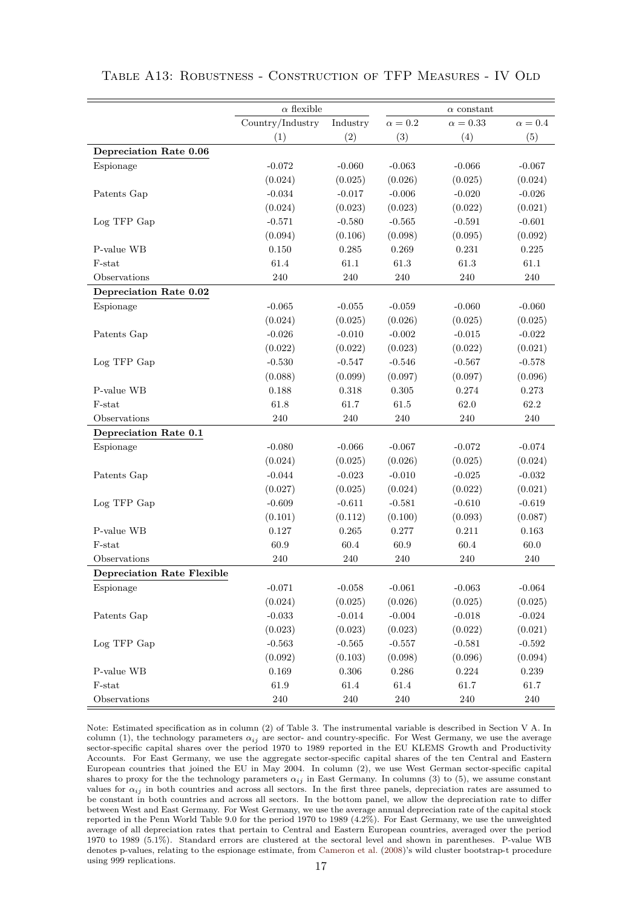Table A13: Robustness - Construction of TFP Measures - IV Old

| | $\alpha$ flexible | | $\alpha$ constant | | |
|---|---|---|---|---|---|
| | Country/Industry | Industry | $\alpha = 0.2$ | $\alpha = 0.33$ | $\alpha = 0.4$ |
| | (1) | (2) | (3) | (4) | (5) |
| **Depreciation Rate 0.06** | | | | | |
| Espionage | -0.072 | -0.060 | -0.063 | -0.066 | -0.067 |
| | (0.024) | (0.025) | (0.026) | (0.025) | (0.024) |
| Patents Gap | -0.034 | -0.017 | -0.006 | -0.020 | -0.026 |
| | (0.024) | (0.023) | (0.023) | (0.022) | (0.021) |
| Log TFP Gap | -0.571 | -0.580 | -0.565 | -0.591 | -0.601 |
| | (0.094) | (0.106) | (0.098) | (0.095) | (0.092) |
| P-value WB | 0.150 | 0.285 | 0.269 | 0.231 | 0.225 |
| F-stat | 61.4 | 61.1 | 61.3 | 61.3 | 61.1 |
| Observations | 240 | 240 | 240 | 240 | 240 |
| **Depreciation Rate 0.02** | | | | | |
| Espionage | -0.065 | -0.055 | -0.059 | -0.060 | -0.060 |
| | (0.024) | (0.025) | (0.026) | (0.025) | (0.025) |
| Patents Gap | -0.026 | -0.010 | -0.002 | -0.015 | -0.022 |
| | (0.022) | (0.022) | (0.023) | (0.022) | (0.021) |
| Log TFP Gap | -0.530 | -0.547 | -0.546 | -0.567 | -0.578 |
| | (0.088) | (0.099) | (0.097) | (0.097) | (0.096) |
| P-value WB | 0.188 | 0.318 | 0.305 | 0.274 | 0.273 |
| F-stat | 61.8 | 61.7 | 61.5 | 62.0 | 62.2 |
| Observations | 240 | 240 | 240 | 240 | 240 |
| **Depreciation Rate 0.1** | | | | | |
| Espionage | -0.080 | -0.066 | -0.067 | -0.072 | -0.074 |
| | (0.024) | (0.025) | (0.026) | (0.025) | (0.024) |
| Patents Gap | -0.044 | -0.023 | -0.010 | -0.025 | -0.032 |
| | (0.027) | (0.025) | (0.024) | (0.022) | (0.021) |
| Log TFP Gap | -0.609 | -0.611 | -0.581 | -0.610 | -0.619 |
| | (0.101) | (0.112) | (0.100) | (0.093) | (0.087) |
| P-value WB | 0.127 | 0.265 | 0.277 | 0.211 | 0.163 |
| F-stat | 60.9 | 60.4 | 60.9 | 60.4 | 60.0 |
| Observations | 240 | 240 | 240 | 240 | 240 |
| **Depreciation Rate Flexible** | | | | | |
| Espionage | -0.071 | -0.058 | -0.061 | -0.063 | -0.064 |
| | (0.024) | (0.025) | (0.026) | (0.025) | (0.025) |
| Patents Gap | -0.033 | -0.014 | -0.004 | -0.018 | -0.024 |
| | (0.023) | (0.023) | (0.023) | (0.022) | (0.021) |
| Log TFP Gap | -0.563 | -0.565 | -0.557 | -0.581 | -0.592 |
| | (0.092) | (0.103) | (0.098) | (0.096) | (0.094) |
| P-value WB | 0.169 | 0.306 | 0.286 | 0.224 | 0.239 |
| F-stat | 61.9 | 61.4 | 61.4 | 61.7 | 61.7 |
| Observations | 240 | 240 | 240 | 240 | 240 |

Note: Estimated specification as in column (2) of Table 3. The instrumental variable is described in Section V A. In column (1), the technology parameters $\alpha_{ij}$ are sector- and country-specific. For West Germany, we use the average sector-specific capital shares over the period 1970 to 1989 reported in the EU KLEMS Growth and Productivity Accounts. For East Germany, we use the aggregate sector-specific capital shares of the ten Central and Eastern European countries that joined the EU in May 2004. In column (2), we use West German sector-specific capital shares to proxy for the the technology parameters $\alpha_{ij}$ in East Germany. In columns (3) to (5), we assume constant values for $\alpha_{ij}$ in both countries and across all sectors. In the first three panels, depreciation rates are assumed to be constant in both countries and across all sectors. In the bottom panel, we allow the depreciation rate to differ between West and East Germany. For West Germany, we use the average annual depreciation rate of the capital stock reported in the Penn World Table 9.0 for the period 1970 to 1989 (4.2%). For East Germany, we use the unweighted average of all depreciation rates that pertain to Central and Eastern European countries, averaged over the period 1970 to 1989 (5.1%). Standard errors are clustered at the sectoral level and shown in parentheses. P-value WB denotes p-values, relating to the espionage estimate, from Cameron et al. (2008)'s wild cluster bootstrap-t procedure using 999 replications.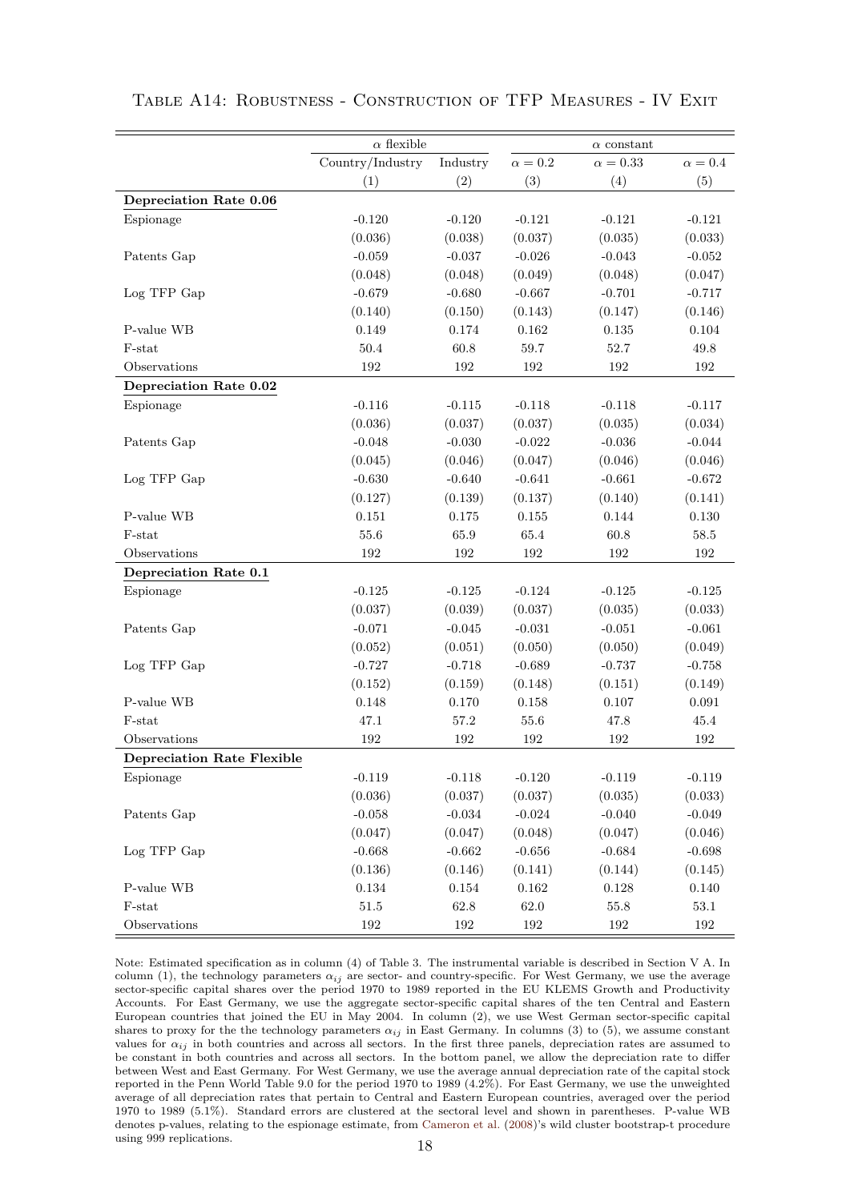Table A14: Robustness - Construction of TFP Measures - IV Exit

| | $\alpha$ flexible | | $\alpha$ constant | | |
|---|---|---|---|---|---|
| | Country/Industry | Industry | $\alpha = 0.2$ | $\alpha = 0.33$ | $\alpha = 0.4$ |
| | (1) | (2) | (3) | (4) | (5) |
| **Depreciation Rate 0.06** | | | | | |
| Espionage | -0.120 | -0.120 | -0.121 | -0.121 | -0.121 |
| | (0.036) | (0.038) | (0.037) | (0.035) | (0.033) |
| Patents Gap | -0.059 | -0.037 | -0.026 | -0.043 | -0.052 |
| | (0.048) | (0.048) | (0.049) | (0.048) | (0.047) |
| Log TFP Gap | -0.679 | -0.680 | -0.667 | -0.701 | -0.717 |
| | (0.140) | (0.150) | (0.143) | (0.147) | (0.146) |
| P-value WB | 0.149 | 0.174 | 0.162 | 0.135 | 0.104 |
| F-stat | 50.4 | 60.8 | 59.7 | 52.7 | 49.8 |
| Observations | 192 | 192 | 192 | 192 | 192 |
| **Depreciation Rate 0.02** | | | | | |
| Espionage | -0.116 | -0.115 | -0.118 | -0.118 | -0.117 |
| | (0.036) | (0.037) | (0.037) | (0.035) | (0.034) |
| Patents Gap | -0.048 | -0.030 | -0.022 | -0.036 | -0.044 |
| | (0.045) | (0.046) | (0.047) | (0.046) | (0.046) |
| Log TFP Gap | -0.630 | -0.640 | -0.641 | -0.661 | -0.672 |
| | (0.127) | (0.139) | (0.137) | (0.140) | (0.141) |
| P-value WB | 0.151 | 0.175 | 0.155 | 0.144 | 0.130 |
| F-stat | 55.6 | 65.9 | 65.4 | 60.8 | 58.5 |
| Observations | 192 | 192 | 192 | 192 | 192 |
| **Depreciation Rate 0.1** | | | | | |
| Espionage | -0.125 | -0.125 | -0.124 | -0.125 | -0.125 |
| | (0.037) | (0.039) | (0.037) | (0.035) | (0.033) |
| Patents Gap | -0.071 | -0.045 | -0.031 | -0.051 | -0.061 |
| | (0.052) | (0.051) | (0.050) | (0.050) | (0.049) |
| Log TFP Gap | -0.727 | -0.718 | -0.689 | -0.737 | -0.758 |
| | (0.152) | (0.159) | (0.148) | (0.151) | (0.149) |
| P-value WB | 0.148 | 0.170 | 0.158 | 0.107 | 0.091 |
| F-stat | 47.1 | 57.2 | 55.6 | 47.8 | 45.4 |
| Observations | 192 | 192 | 192 | 192 | 192 |
| **Depreciation Rate Flexible** | | | | | |
| Espionage | -0.119 | -0.118 | -0.120 | -0.119 | -0.119 |
| | (0.036) | (0.037) | (0.037) | (0.035) | (0.033) |
| Patents Gap | -0.058 | -0.034 | -0.024 | -0.040 | -0.049 |
| | (0.047) | (0.047) | (0.048) | (0.047) | (0.046) |
| Log TFP Gap | -0.668 | -0.662 | -0.656 | -0.684 | -0.698 |
| | (0.136) | (0.146) | (0.141) | (0.144) | (0.145) |
| P-value WB | 0.134 | 0.154 | 0.162 | 0.128 | 0.140 |
| F-stat | 51.5 | 62.8 | 62.0 | 55.8 | 53.1 |
| Observations | 192 | 192 | 192 | 192 | 192 |

Note: Estimated specification as in column (4) of Table 3. The instrumental variable is described in Section V A. In column (1), the technology parameters $\alpha_{ij}$ are sector- and country-specific. For West Germany, we use the average sector-specific capital shares over the period 1970 to 1989 reported in the EU KLEMS Growth and Productivity Accounts. For East Germany, we use the aggregate sector-specific capital shares of the ten Central and Eastern European countries that joined the EU in May 2004. In column (2), we use West German sector-specific capital shares to proxy for the the technology parameters $\alpha_{ij}$ in East Germany. In columns (3) to (5), we assume constant values for $\alpha_{ij}$ in both countries and across all sectors. In the first three panels, depreciation rates are assumed to be constant in both countries and across all sectors. In the bottom panel, we allow the depreciation rate to differ between West and East Germany. For West Germany, we use the average annual depreciation rate of the capital stock reported in the Penn World Table 9.0 for the period 1970 to 1989 (4.2%). For East Germany, we use the unweighted average of all depreciation rates that pertain to Central and Eastern European countries, averaged over the period 1970 to 1989 (5.1%). Standard errors are clustered at the sectoral level and shown in parentheses. P-value WB denotes p-values, relating to the espionage estimate, from Cameron et al. (2008)'s wild cluster bootstrap-t procedure using 999 replications.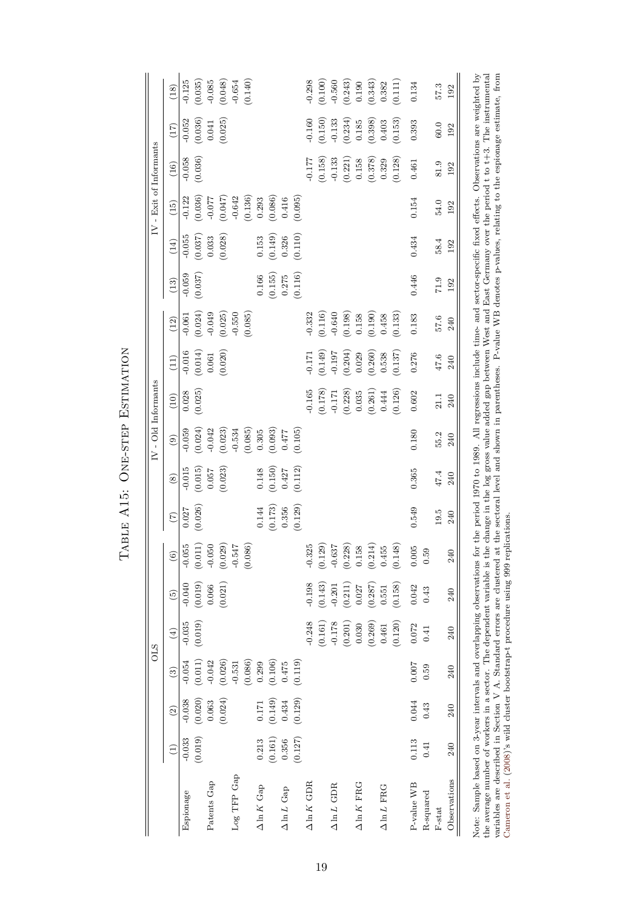# TABLE A15: ONE-STEP ESTIMATION

| | OLS | | | | | | IV - Old Informants | | | | | | IV - Exit of Informants | | | | | |
|---|---|---|---|---|---|---|---|---|---|---|---|---|---|---|---|---|---|---|
| | (1) | (2) | (3) | (4) | (5) | (6) | (7) | (8) | (9) | (10) | (11) | (12) | (13) | (14) | (15) | (16) | (17) | (18) |
| Espionage | -0.033 | -0.038 | -0.054 | -0.035 | -0.040 | -0.055 | 0.027 | -0.015 | -0.059 | 0.028 | -0.016 | -0.061 | -0.059 | -0.055 | -0.122 | -0.058 | -0.052 | -0.125 |
| | (0.019) | (0.020) | (0.011) | (0.019) | (0.019) | (0.011) | (0.026) | (0.015) | (0.024) | (0.025) | (0.014) | (0.024) | (0.037) | (0.037) | (0.036) | (0.036) | (0.036) | (0.035) |
| Patents Gap | | 0.063 | -0.042 | | 0.066 | -0.050 | | 0.057 | -0.042 | | 0.061 | -0.049 | | 0.033 | -0.077 | | 0.041 | -0.085 |
| | | (0.024) | (0.026) | | (0.021) | (0.029) | | (0.023) | (0.023) | | (0.020) | (0.025) | | (0.028) | (0.047) | | (0.025) | (0.048) |
| Log TFP Gap | | | -0.531 | | | -0.547 | | | -0.534 | | | -0.550 | | | -0.642 | | | -0.654 |
| | | | (0.086) | | | (0.086) | | | (0.085) | | | (0.085) | | | (0.136) | | | (0.140) |
| $\Delta \ln K$ Gap | 0.213 | 0.171 | 0.299 | | | | 0.144 | 0.148 | 0.305 | | | | 0.166 | 0.153 | 0.293 | | | |
| | (0.161) | (0.149) | (0.106) | | | | (0.173) | (0.150) | (0.093) | | | | (0.155) | (0.149) | (0.086) | | | |
| $\Delta \ln L$ Gap | 0.356 | 0.434 | 0.475 | | | | 0.356 | 0.427 | 0.477 | | | | 0.275 | 0.326 | 0.416 | | | |
| | (0.127) | (0.129) | (0.119) | | | | (0.129) | (0.112) | (0.105) | | | | (0.116) | (0.110) | (0.095) | | | |
| $\Delta \ln K$ GDR | | | | -0.248 | -0.198 | -0.325 | | | | -0.165 | -0.171 | -0.332 | | | | -0.177 | -0.160 | -0.298 |
| | | | | (0.161) | (0.143) | (0.129) | | | | (0.178) | (0.149) | (0.116) | | | | (0.158) | (0.150) | (0.100) |
| $\Delta \ln L$ GDR | | | | -0.178 | -0.201 | -0.637 | | | | -0.171 | -0.197 | -0.640 | | | | -0.133 | -0.133 | -0.560 |
| | | | | (0.201) | (0.211) | (0.228) | | | | (0.228) | (0.204) | (0.198) | | | | (0.221) | (0.234) | (0.243) |
| $\Delta \ln K$ FRG | | | | 0.030 | 0.027 | 0.158 | | | | 0.035 | 0.029 | 0.158 | | | | 0.158 | 0.185 | 0.190 |
| | | | | (0.269) | (0.287) | (0.214) | | | | (0.261) | (0.260) | (0.190) | | | | (0.378) | (0.398) | (0.343) |
| $\Delta \ln L$ FRG | | | | 0.461 | 0.551 | 0.455 | | | | 0.444 | 0.538 | 0.458 | | | | 0.329 | 0.403 | 0.382 |
| | | | | (0.120) | (0.158) | (0.148) | | | | (0.126) | (0.137) | (0.133) | | | | (0.128) | (0.153) | (0.111) |
| P-value WB | 0.113 | 0.044 | 0.007 | 0.072 | 0.042 | 0.005 | 0.549 | 0.365 | 0.180 | 0.602 | 0.276 | 0.183 | 0.446 | 0.434 | 0.154 | 0.461 | 0.393 | 0.134 |
| R-squared | 0.41 | 0.43 | 0.59 | 0.41 | 0.43 | 0.59 | | | | | | | | | | | | |
| F-stat | | | | | | | 19.5 | 47.4 | 55.2 | 21.1 | 47.6 | 57.6 | 71.9 | 58.4 | 54.0 | 81.9 | 60.0 | 57.3 |
| Observations | 240 | 240 | 240 | 240 | 240 | 240 | 240 | 240 | 240 | 240 | 240 | 240 | 192 | 192 | 192 | 192 | 192 | 192 |

Note: Sample based on 3-year intervals and overlapping observations for the period 1970 to 1989. All regressions include time- and sector-specific fixed effects. Observations are weighted by the average number of workers in a sector. The dependent variable is the change in the log gross value added gap between West and East Germany over the period t to t+3. The instrumental variables are described in Section V A. Standard errors are clustered at the sectoral level and shown in parentheses. P-value WB denotes p-values, relating to the espionage estimate, from Cameron et al. (2008)'s wild cluster bootstrap-t procedure using 999 replications.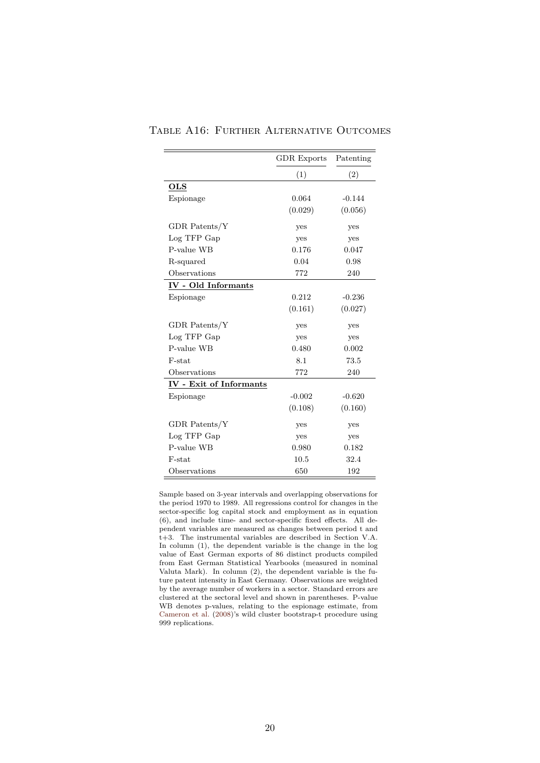Table A16: Further Alternative Outcomes

| | GDR Exports | Patenting |
|---|---|---|
| | (1) | (2) |
| **OLS** | | |
| Espionage | 0.064 | -0.144 |
| | (0.029) | (0.056) |
| GDR Patents/Y | yes | yes |
| Log TFP Gap | yes | yes |
| P-value WB | 0.176 | 0.047 |
| R-squared | 0.04 | 0.98 |
| Observations | 772 | 240 |
| **IV - Old Informants** | | |
| Espionage | 0.212 | -0.236 |
| | (0.161) | (0.027) |
| GDR Patents/Y | yes | yes |
| Log TFP Gap | yes | yes |
| P-value WB | 0.480 | 0.002 |
| F-stat | 8.1 | 73.5 |
| Observations | 772 | 240 |
| **IV - Exit of Informants** | | |
| Espionage | -0.002 | -0.620 |
| | (0.108) | (0.160) |
| GDR Patents/Y | yes | yes |
| Log TFP Gap | yes | yes |
| P-value WB | 0.980 | 0.182 |
| F-stat | 10.5 | 32.4 |
| Observations | 650 | 192 |

Sample based on 3-year intervals and overlapping observations for the period 1970 to 1989. All regressions control for changes in the sector-specific log capital stock and employment as in equation (6), and include time- and sector-specific fixed effects. All dependent variables are measured as changes between period t and t+3. The instrumental variables are described in Section V.A. In column (1), the dependent variable is the change in the log value of East German exports of 86 distinct products compiled from East German Statistical Yearbooks (measured in nominal Valuta Mark). In column (2), the dependent variable is the future patent intensity in East Germany. Observations are weighted by the average number of workers in a sector. Standard errors are clustered at the sectoral level and shown in parentheses. P-value WB denotes p-values, relating to the espionage estimate, from Cameron et al. (2008)'s wild cluster bootstrap-t procedure using 999 replications.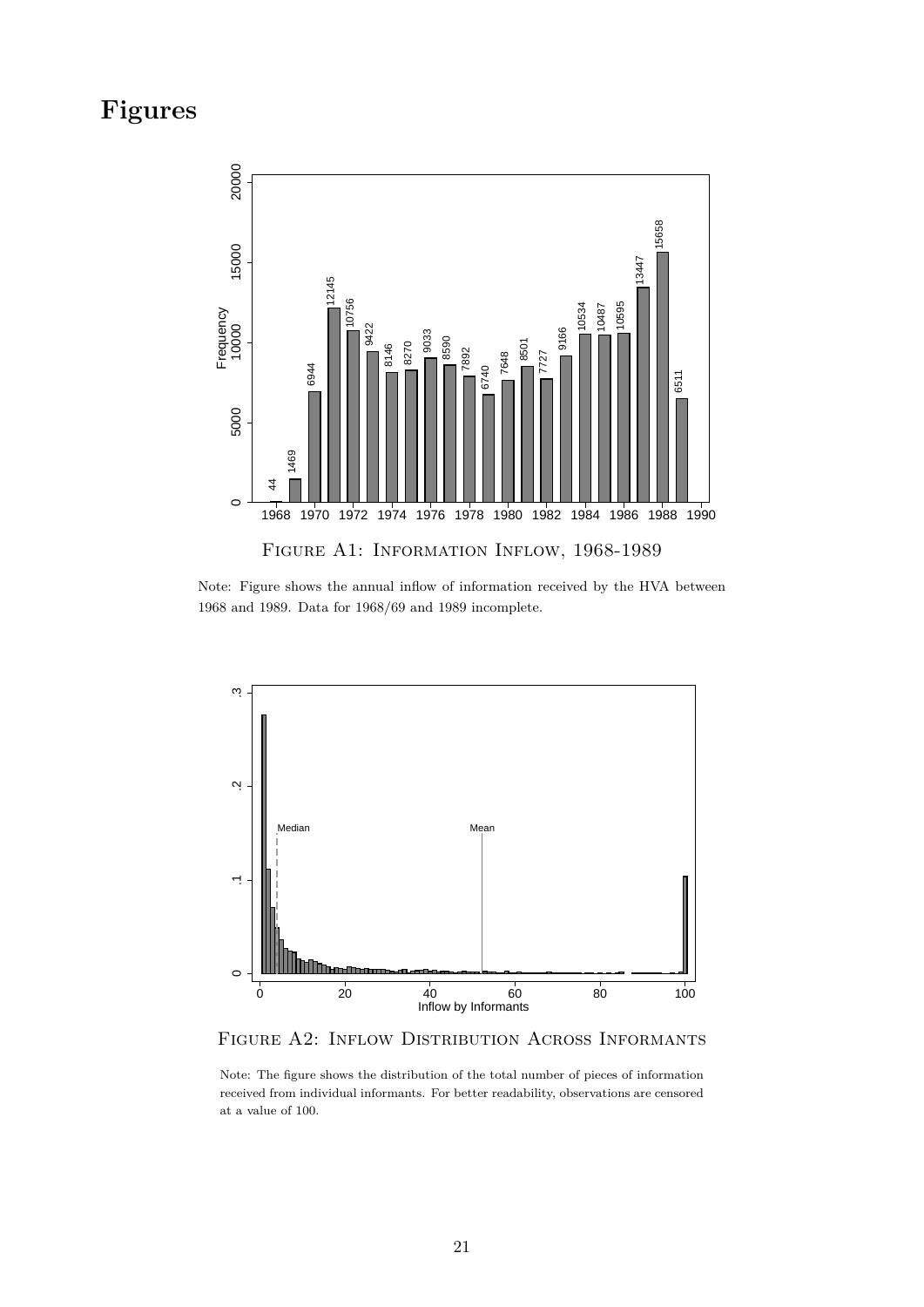# Figures

Figure A1: Information Inflow, 1968-1989

Note: Figure shows the annual inflow of information received by the HVA between 1968 and 1989. Data for 1968/69 and 1989 incomplete.

Figure A2: Inflow Distribution Across Informants

Note: The figure shows the distribution of the total number of pieces of information received from individual informants. For better readability, observations are censored at a value of 100.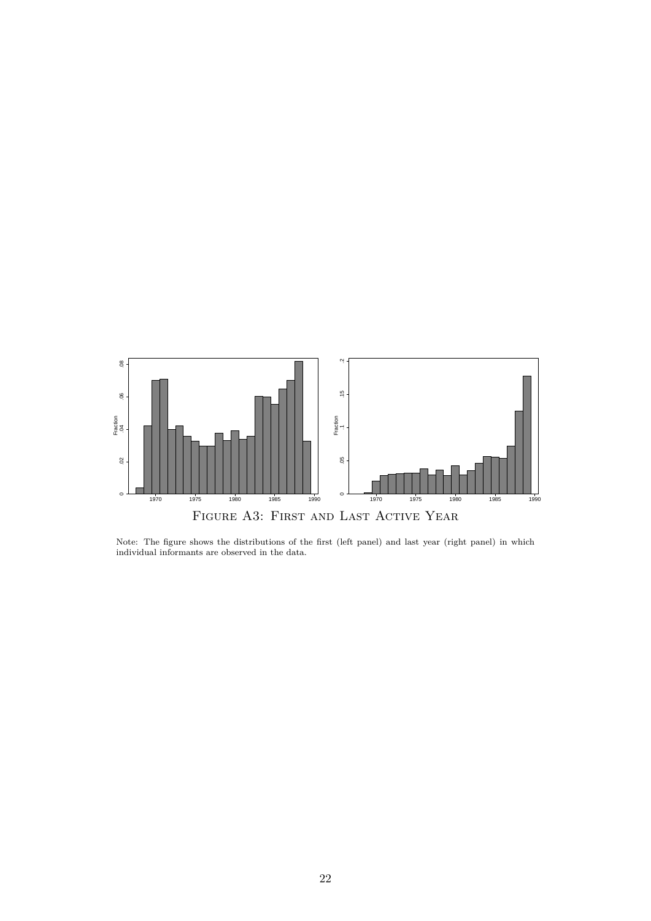Figure A3: First and Last Active Year

Note: The figure shows the distributions of the first (left panel) and last year (right panel) in which individual informants are observed in the data.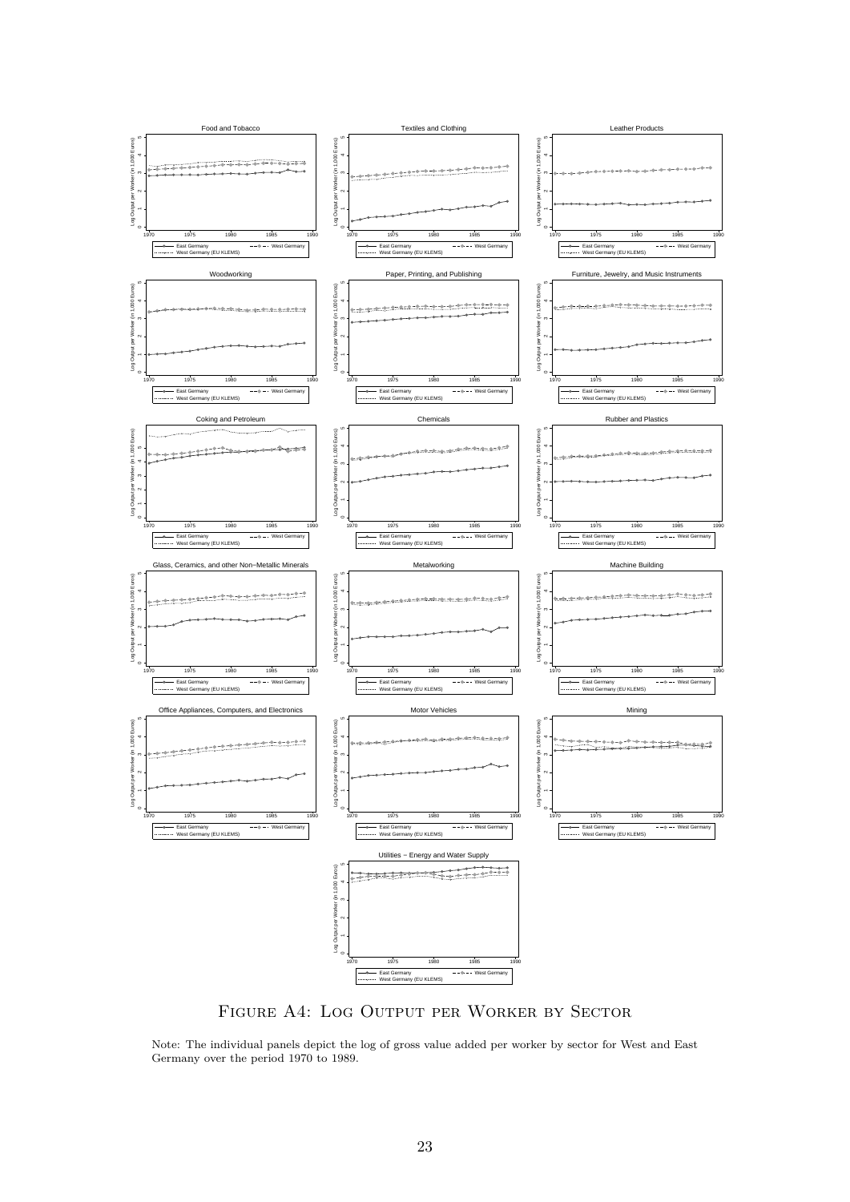Figure A4: Log Output per Worker by Sector

Note: The individual panels depict the log of gross value added per worker by sector for West and East Germany over the period 1970 to 1989.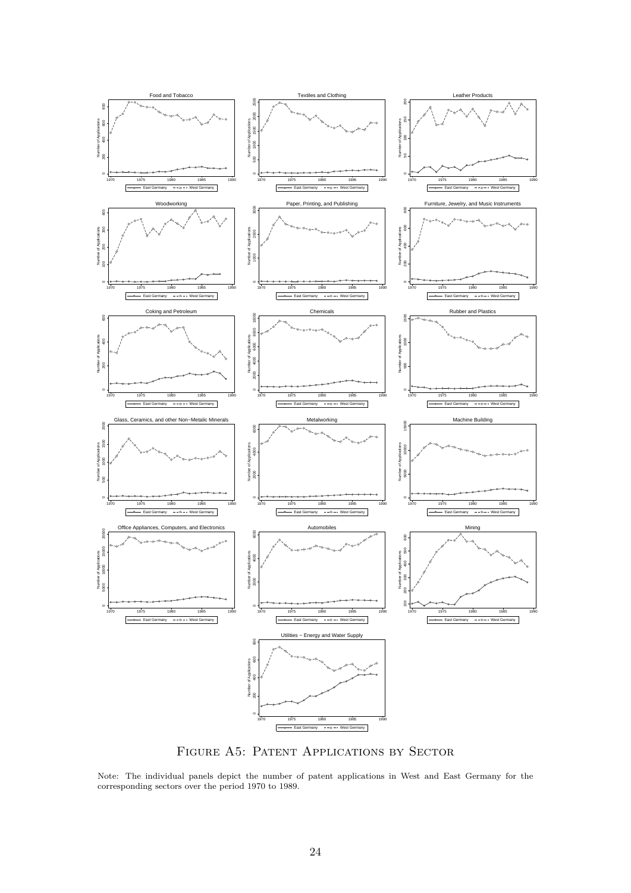Figure A5: Patent Applications by Sector

Note: The individual panels depict the number of patent applications in West and East Germany for the corresponding sectors over the period 1970 to 1989.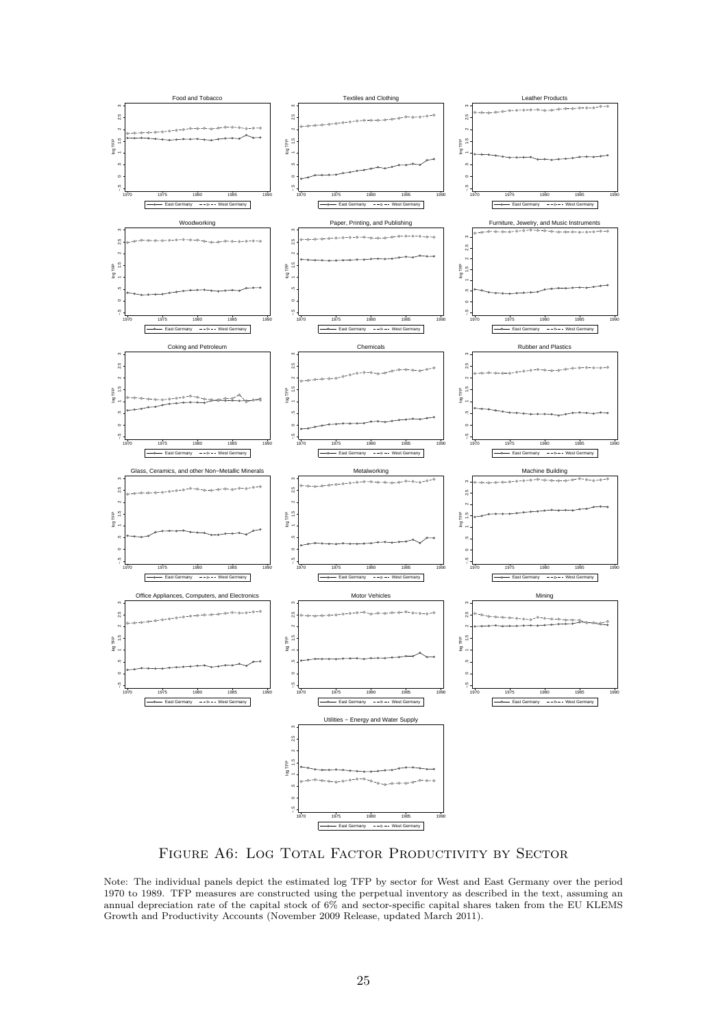Figure A6: Log Total Factor Productivity by Sector

Note: The individual panels depict the estimated log TFP by sector for West and East Germany over the period 1970 to 1989. TFP measures are constructed using the perpetual inventory as described in the text, assuming an annual depreciation rate of the capital stock of 6% and sector-specific capital shares taken from the EU KLEMS Growth and Productivity Accounts (November 2009 Release, updated March 2011).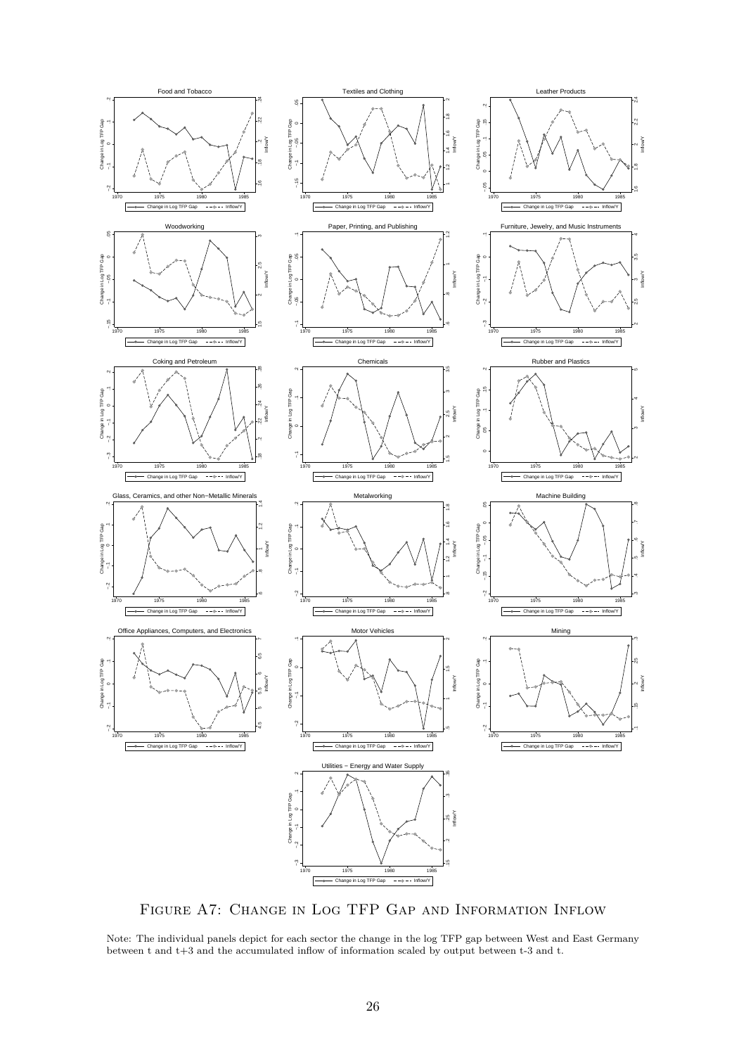Figure A7: Change in Log TFP Gap and Information Inflow

Note: The individual panels depict for each sector the change in the log TFP gap between West and East Germany between t and t+3 and the accumulated inflow of information scaled by output between t-3 and t.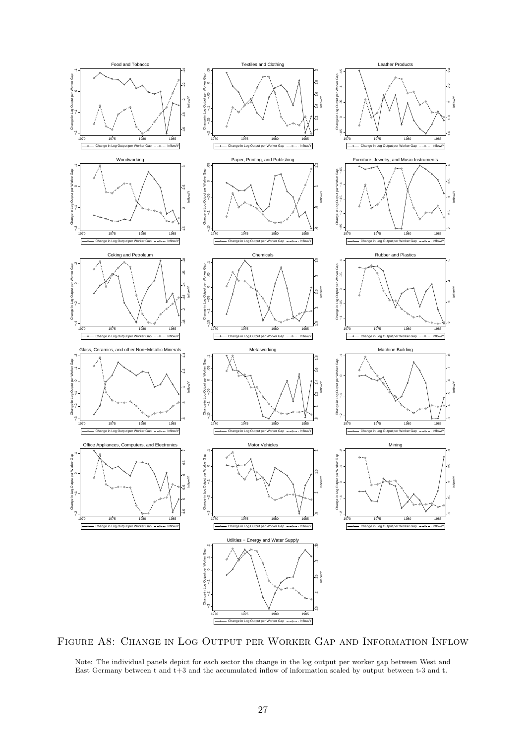Figure A8: Change in Log Output per Worker Gap and Information Inflow

Note: The individual panels depict for each sector the change in the log output per worker gap between West and East Germany between t and t+3 and the accumulated inflow of information scaled by output between t-3 and t.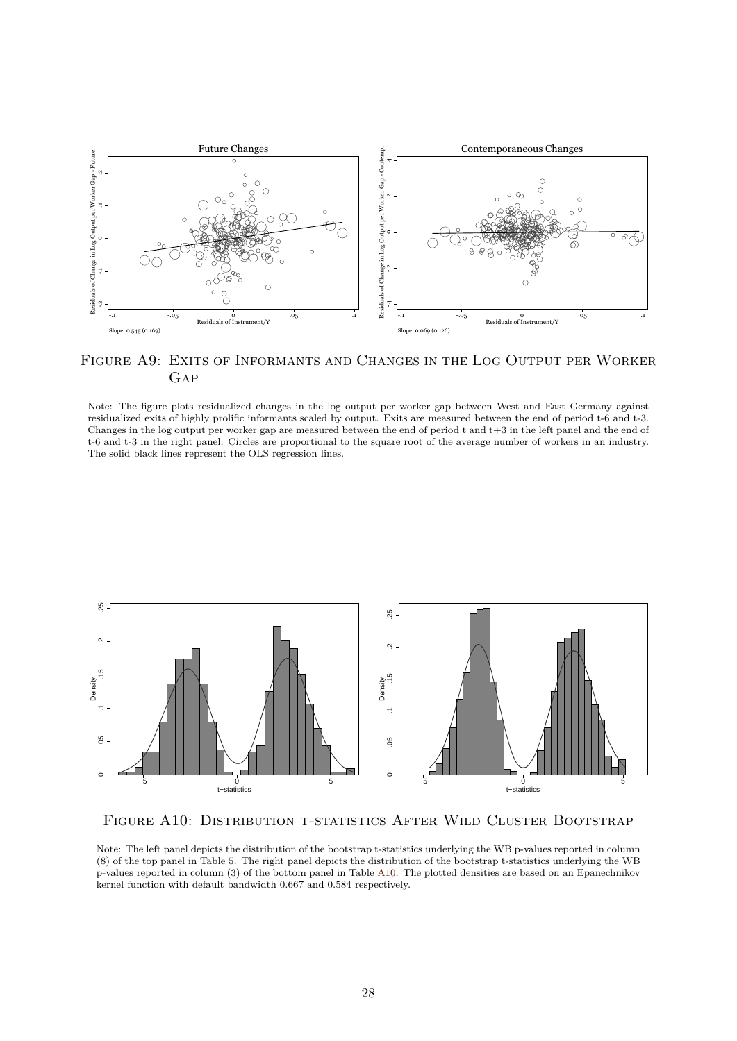Future Changes

Contemporaneous Changes

Slope: 0.545 (0.169)

Slope: 0.069 (0.126)

Figure A9: Exits of Informants and Changes in the Log Output per Worker Gap

Note: The figure plots residualized changes in the log output per worker gap between West and East Germany against residualized exits of highly prolific informants scaled by output. Exits are measured between the end of period t-6 and t-3. Changes in the log output per worker gap are measured between the end of period t and t+3 in the left panel and the end of t-6 and t-3 in the right panel. Circles are proportional to the square root of the average number of workers in an industry. The solid black lines represent the OLS regression lines.

Figure A10: Distribution t-statistics After Wild Cluster Bootstrap

Note: The left panel depicts the distribution of the bootstrap t-statistics underlying the WB p-values reported in column (8) of the top panel in Table 5. The right panel depicts the distribution of the bootstrap t-statistics underlying the WB p-values reported in column (3) of the bottom panel in Table A10. The plotted densities are based on an Epanechnikov kernel function with default bandwidth 0.667 and 0.584 respectively.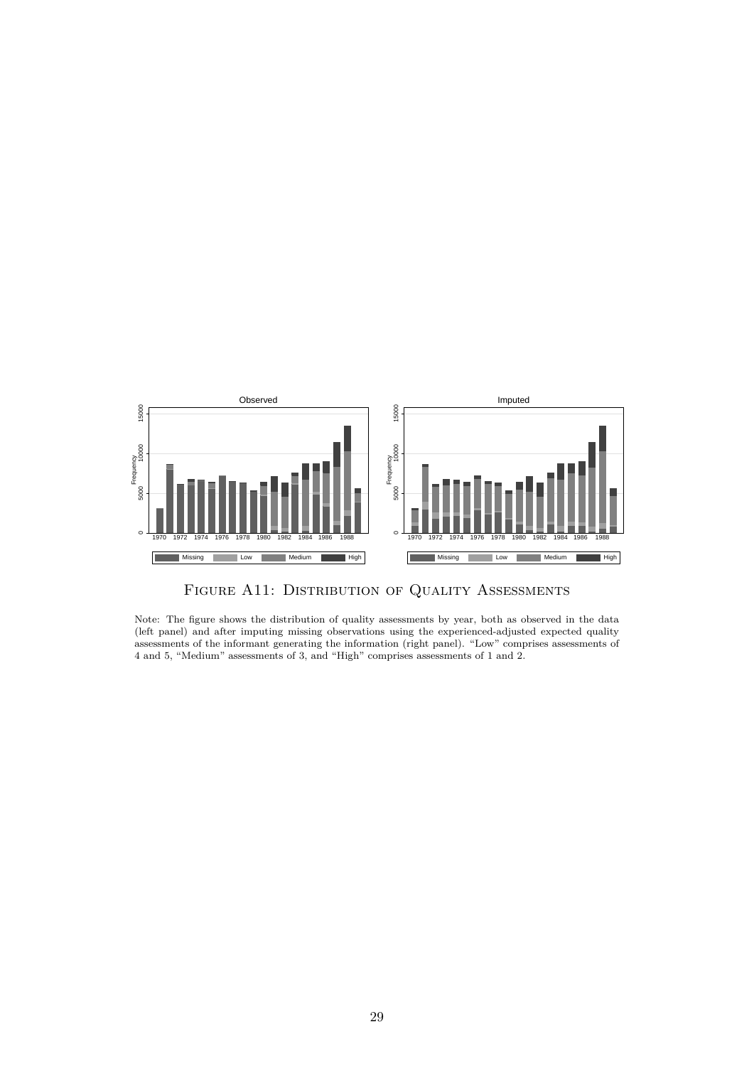Figure A11: Distribution of Quality Assessments

Note: The figure shows the distribution of quality assessments by year, both as observed in the data (left panel) and after imputing missing observations using the experienced-adjusted expected quality assessments of the informant generating the information (right panel). "Low" comprises assessments of 4 and 5, "Medium" assessments of 3, and "High" comprises assessments of 1 and 2.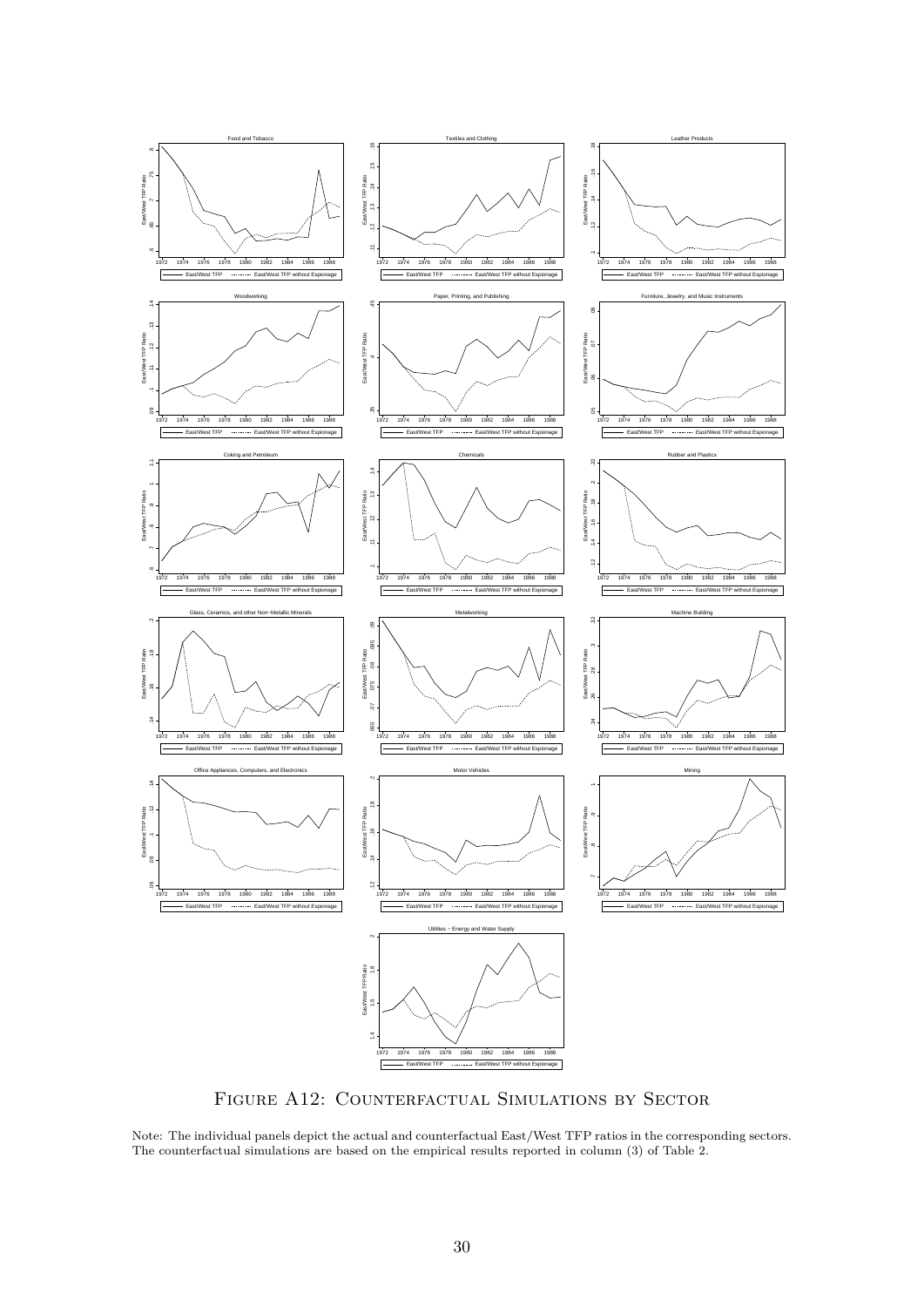Figure A12: Counterfactual Simulations by Sector

Note: The individual panels depict the actual and counterfactual East/West TFP ratios in the corresponding sectors. The counterfactual simulations are based on the empirical results reported in column (3) of Table 2.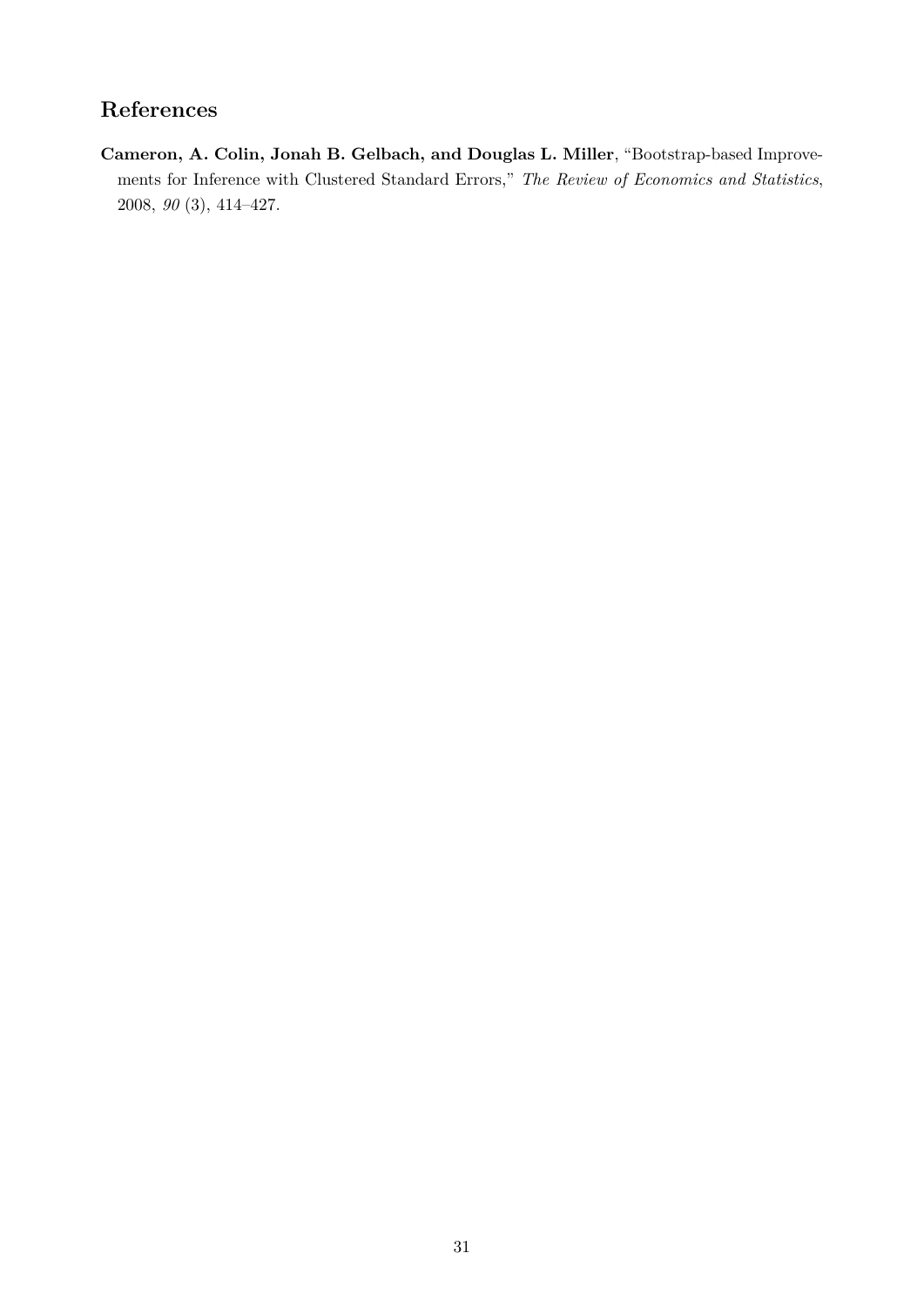## References

**Cameron, A. Colin, Jonah B. Gelbach, and Douglas L. Miller**, "Bootstrap-based Improvements for Inference with Clustered Standard Errors," *The Review of Economics and Statistics*, 2008, *90* (3), 414–427.